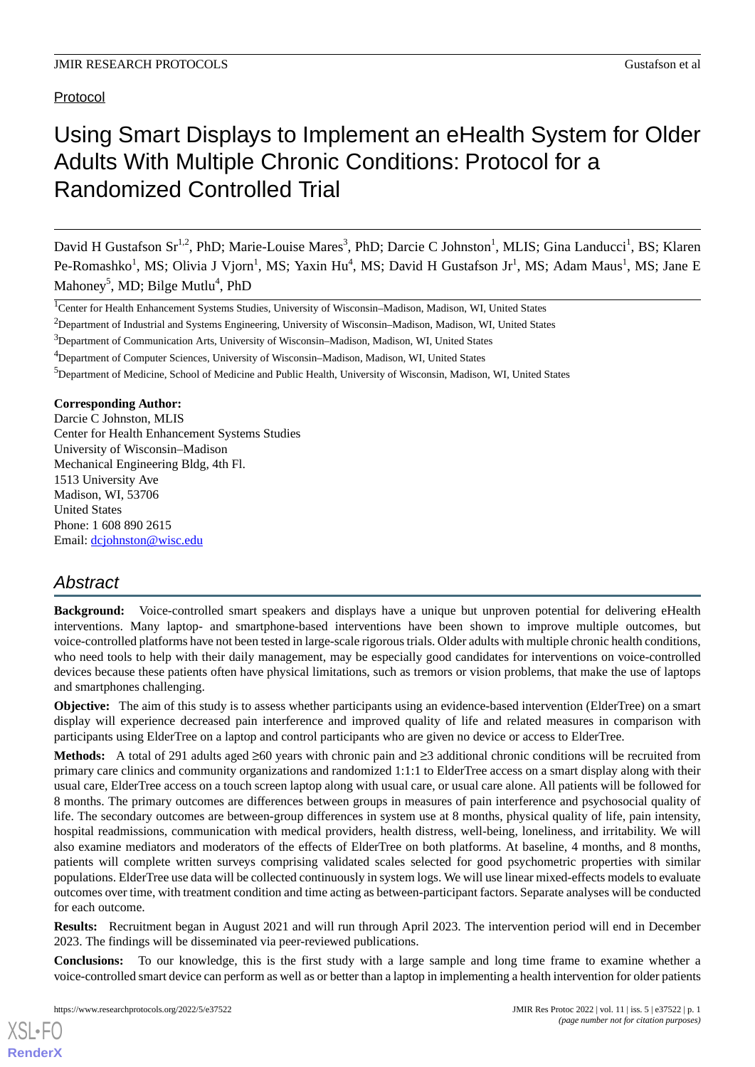Protocol

# Using Smart Displays to Implement an eHealth System for Older Adults With Multiple Chronic Conditions: Protocol for a Randomized Controlled Trial

David H Gustafson Sr[1,2], PhD; Marie-Louise Mares[3], PhD; Darcie C Johnston[1], MLIS; Gina Landucci[1], BS; Klaren Pe-Romashko[1], MS; Olivia J Vjorn[1], MS; Yaxin Hu[4], MS; David H Gustafson Jr[1], MS; Adam Maus[1], MS; Jane E Mahoney[5], MD; Bilge Mutlu[4], PhD

[1]Center for Health Enhancement Systems Studies, University of Wisconsin–Madison, Madison, WI, United States

[2]Department of Industrial and Systems Engineering, University of Wisconsin–Madison, Madison, WI, United States

[3]Department of Communication Arts, University of Wisconsin–Madison, Madison, WI, United States

[4]Department of Computer Sciences, University of Wisconsin–Madison, Madison, WI, United States

[5]Department of Medicine, School of Medicine and Public Health, University of Wisconsin, Madison, WI, United States

**Corresponding Author:**
Darcie C Johnston, MLIS
Center for Health Enhancement Systems Studies
University of Wisconsin–Madison
Mechanical Engineering Bldg, 4th Fl.
1513 University Ave
Madison, WI, 53706
United States
Phone: 1 608 890 2615
Email: dcjohnston@wisc.edu

## Abstract

**Background:** Voice-controlled smart speakers and displays have a unique but unproven potential for delivering eHealth interventions. Many laptop- and smartphone-based interventions have been shown to improve multiple outcomes, but voice-controlled platforms have not been tested in large-scale rigorous trials. Older adults with multiple chronic health conditions, who need tools to help with their daily management, may be especially good candidates for interventions on voice-controlled devices because these patients often have physical limitations, such as tremors or vision problems, that make the use of laptops and smartphones challenging.

**Objective:** The aim of this study is to assess whether participants using an evidence-based intervention (ElderTree) on a smart display will experience decreased pain interference and improved quality of life and related measures in comparison with participants using ElderTree on a laptop and control participants who are given no device or access to ElderTree.

**Methods:** A total of 291 adults aged ≥60 years with chronic pain and ≥3 additional chronic conditions will be recruited from primary care clinics and community organizations and randomized 1:1:1 to ElderTree access on a smart display along with their usual care, ElderTree access on a touch screen laptop along with usual care, or usual care alone. All patients will be followed for 8 months. The primary outcomes are differences between groups in measures of pain interference and psychosocial quality of life. The secondary outcomes are between-group differences in system use at 8 months, physical quality of life, pain intensity, hospital readmissions, communication with medical providers, health distress, well-being, loneliness, and irritability. We will also examine mediators and moderators of the effects of ElderTree on both platforms. At baseline, 4 months, and 8 months, patients will complete written surveys comprising validated scales selected for good psychometric properties with similar populations. ElderTree use data will be collected continuously in system logs. We will use linear mixed-effects models to evaluate outcomes over time, with treatment condition and time acting as between-participant factors. Separate analyses will be conducted for each outcome.

**Results:** Recruitment began in August 2021 and will run through April 2023. The intervention period will end in December 2023. The findings will be disseminated via peer-reviewed publications.

**Conclusions:** To our knowledge, this is the first study with a large sample and long time frame to examine whether a voice-controlled smart device can perform as well as or better than a laptop in implementing a health intervention for older patients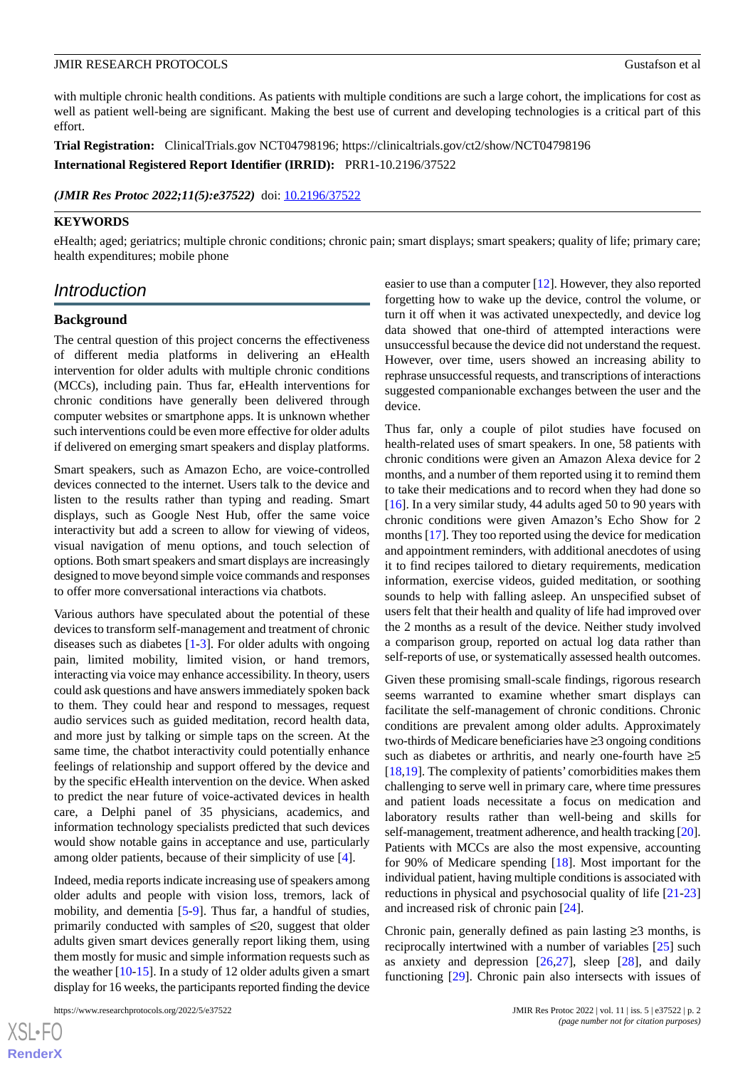with multiple chronic health conditions. As patients with multiple conditions are such a large cohort, the implications for cost as well as patient well-being are significant. Making the best use of current and developing technologies is a critical part of this effort.

**Trial Registration:** ClinicalTrials.gov NCT04798196; https://clinicaltrials.gov/ct2/show/NCT04798196

**International Registered Report Identifier (IRRID):** PRR1-10.2196/37522

*(JMIR Res Protoc 2022;11(5):e37522)* doi: 10.2196/37522

**KEYWORDS**

eHealth; aged; geriatrics; multiple chronic conditions; chronic pain; smart displays; smart speakers; quality of life; primary care; health expenditures; mobile phone

## Introduction

### Background

The central question of this project concerns the effectiveness of different media platforms in delivering an eHealth intervention for older adults with multiple chronic conditions (MCCs), including pain. Thus far, eHealth interventions for chronic conditions have generally been delivered through computer websites or smartphone apps. It is unknown whether such interventions could be even more effective for older adults if delivered on emerging smart speakers and display platforms.

Smart speakers, such as Amazon Echo, are voice-controlled devices connected to the internet. Users talk to the device and listen to the results rather than typing and reading. Smart displays, such as Google Nest Hub, offer the same voice interactivity but add a screen to allow for viewing of videos, visual navigation of menu options, and touch selection of options. Both smart speakers and smart displays are increasingly designed to move beyond simple voice commands and responses to offer more conversational interactions via chatbots.

Various authors have speculated about the potential of these devices to transform self-management and treatment of chronic diseases such as diabetes [1-3]. For older adults with ongoing pain, limited mobility, limited vision, or hand tremors, interacting via voice may enhance accessibility. In theory, users could ask questions and have answers immediately spoken back to them. They could hear and respond to messages, request audio services such as guided meditation, record health data, and more just by talking or simple taps on the screen. At the same time, the chatbot interactivity could potentially enhance feelings of relationship and support offered by the device and by the specific eHealth intervention on the device. When asked to predict the near future of voice-activated devices in health care, a Delphi panel of 35 physicians, academics, and information technology specialists predicted that such devices would show notable gains in acceptance and use, particularly among older patients, because of their simplicity of use [4].

Indeed, media reports indicate increasing use of speakers among older adults and people with vision loss, tremors, lack of mobility, and dementia [5-9]. Thus far, a handful of studies, primarily conducted with samples of ≤20, suggest that older adults given smart devices generally report liking them, using them mostly for music and simple information requests such as the weather [10-15]. In a study of 12 older adults given a smart display for 16 weeks, the participants reported finding the device easier to use than a computer [12]. However, they also reported forgetting how to wake up the device, control the volume, or turn it off when it was activated unexpectedly, and device log data showed that one-third of attempted interactions were unsuccessful because the device did not understand the request. However, over time, users showed an increasing ability to rephrase unsuccessful requests, and transcriptions of interactions suggested companionable exchanges between the user and the device.

Thus far, only a couple of pilot studies have focused on health-related uses of smart speakers. In one, 58 patients with chronic conditions were given an Amazon Alexa device for 2 months, and a number of them reported using it to remind them to take their medications and to record when they had done so [16]. In a very similar study, 44 adults aged 50 to 90 years with chronic conditions were given Amazon's Echo Show for 2 months [17]. They too reported using the device for medication and appointment reminders, with additional anecdotes of using it to find recipes tailored to dietary requirements, medication information, exercise videos, guided meditation, or soothing sounds to help with falling asleep. An unspecified subset of users felt that their health and quality of life had improved over the 2 months as a result of the device. Neither study involved a comparison group, reported on actual log data rather than self-reports of use, or systematically assessed health outcomes.

Given these promising small-scale findings, rigorous research seems warranted to examine whether smart displays can facilitate the self-management of chronic conditions. Chronic conditions are prevalent among older adults. Approximately two-thirds of Medicare beneficiaries have ≥3 ongoing conditions such as diabetes or arthritis, and nearly one-fourth have ≥5 [18,19]. The complexity of patients' comorbidities makes them challenging to serve well in primary care, where time pressures and patient loads necessitate a focus on medication and laboratory results rather than well-being and skills for self-management, treatment adherence, and health tracking [20]. Patients with MCCs are also the most expensive, accounting for 90% of Medicare spending [18]. Most important for the individual patient, having multiple conditions is associated with reductions in physical and psychosocial quality of life [21-23] and increased risk of chronic pain [24].

Chronic pain, generally defined as pain lasting ≥3 months, is reciprocally intertwined with a number of variables [25] such as anxiety and depression [26,27], sleep [28], and daily functioning [29]. Chronic pain also intersects with issues of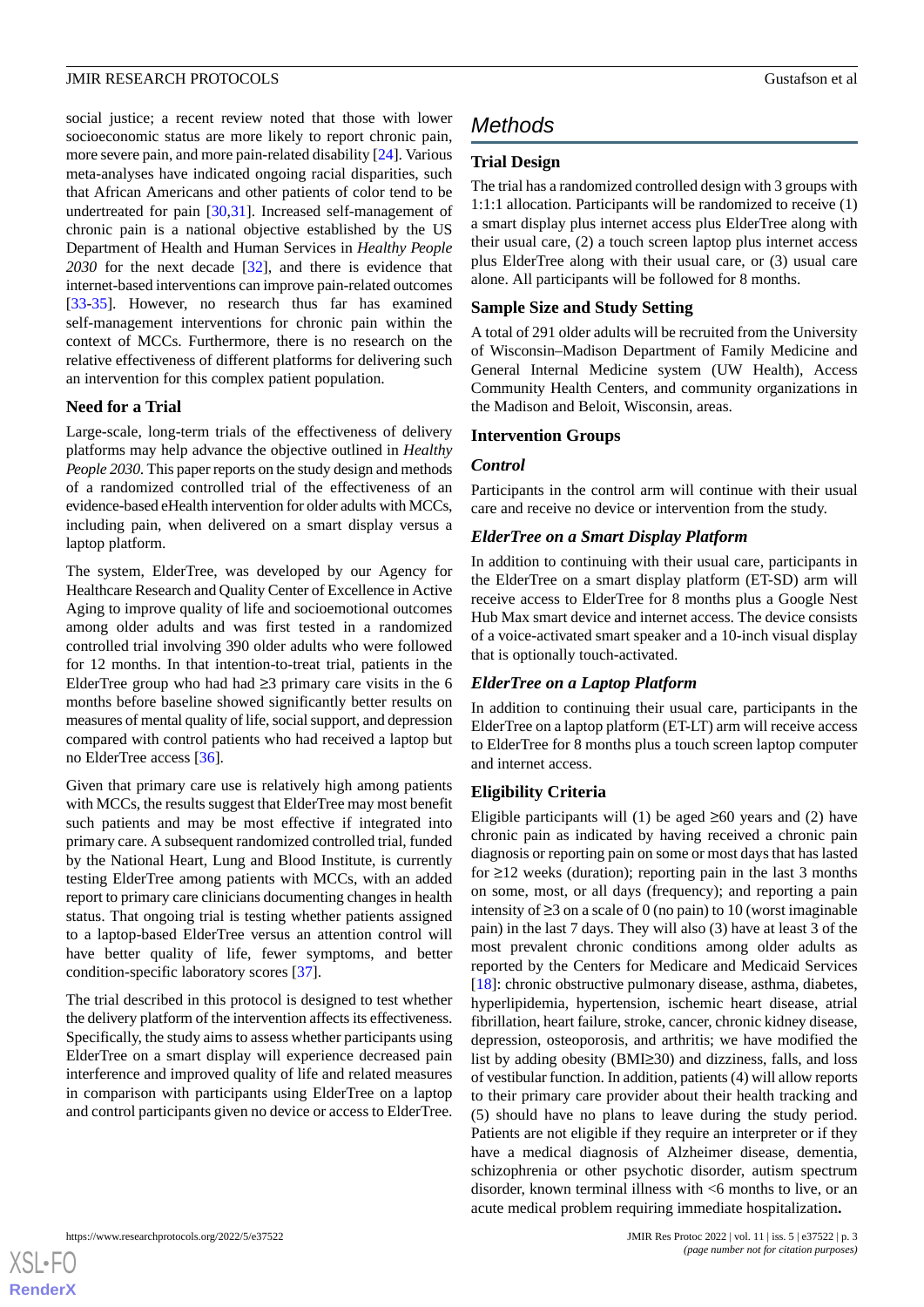social justice; a recent review noted that those with lower socioeconomic status are more likely to report chronic pain, more severe pain, and more pain-related disability [24]. Various meta-analyses have indicated ongoing racial disparities, such that African Americans and other patients of color tend to be undertreated for pain [30,31]. Increased self-management of chronic pain is a national objective established by the US Department of Health and Human Services in *Healthy People 2030* for the next decade [32], and there is evidence that internet-based interventions can improve pain-related outcomes [33-35]. However, no research thus far has examined self-management interventions for chronic pain within the context of MCCs. Furthermore, there is no research on the relative effectiveness of different platforms for delivering such an intervention for this complex patient population.

### Need for a Trial

Large-scale, long-term trials of the effectiveness of delivery platforms may help advance the objective outlined in *Healthy People 2030*. This paper reports on the study design and methods of a randomized controlled trial of the effectiveness of an evidence-based eHealth intervention for older adults with MCCs, including pain, when delivered on a smart display versus a laptop platform.

The system, ElderTree, was developed by our Agency for Healthcare Research and Quality Center of Excellence in Active Aging to improve quality of life and socioemotional outcomes among older adults and was first tested in a randomized controlled trial involving 390 older adults who were followed for 12 months. In that intention-to-treat trial, patients in the ElderTree group who had had ≥3 primary care visits in the 6 months before baseline showed significantly better results on measures of mental quality of life, social support, and depression compared with control patients who had received a laptop but no ElderTree access [36].

Given that primary care use is relatively high among patients with MCCs, the results suggest that ElderTree may most benefit such patients and may be most effective if integrated into primary care. A subsequent randomized controlled trial, funded by the National Heart, Lung and Blood Institute, is currently testing ElderTree among patients with MCCs, with an added report to primary care clinicians documenting changes in health status. That ongoing trial is testing whether patients assigned to a laptop-based ElderTree versus an attention control will have better quality of life, fewer symptoms, and better condition-specific laboratory scores [37].

The trial described in this protocol is designed to test whether the delivery platform of the intervention affects its effectiveness. Specifically, the study aims to assess whether participants using ElderTree on a smart display will experience decreased pain interference and improved quality of life and related measures in comparison with participants using ElderTree on a laptop and control participants given no device or access to ElderTree.

## Methods

### Trial Design

The trial has a randomized controlled design with 3 groups with 1:1:1 allocation. Participants will be randomized to receive (1) a smart display plus internet access plus ElderTree along with their usual care, (2) a touch screen laptop plus internet access plus ElderTree along with their usual care, or (3) usual care alone. All participants will be followed for 8 months.

### Sample Size and Study Setting

A total of 291 older adults will be recruited from the University of Wisconsin–Madison Department of Family Medicine and General Internal Medicine system (UW Health), Access Community Health Centers, and community organizations in the Madison and Beloit, Wisconsin, areas.

### Intervention Groups

#### Control

Participants in the control arm will continue with their usual care and receive no device or intervention from the study.

#### ElderTree on a Smart Display Platform

In addition to continuing with their usual care, participants in the ElderTree on a smart display platform (ET-SD) arm will receive access to ElderTree for 8 months plus a Google Nest Hub Max smart device and internet access. The device consists of a voice-activated smart speaker and a 10-inch visual display that is optionally touch-activated.

#### ElderTree on a Laptop Platform

In addition to continuing their usual care, participants in the ElderTree on a laptop platform (ET-LT) arm will receive access to ElderTree for 8 months plus a touch screen laptop computer and internet access.

### Eligibility Criteria

Eligible participants will (1) be aged ≥60 years and (2) have chronic pain as indicated by having received a chronic pain diagnosis or reporting pain on some or most days that has lasted for ≥12 weeks (duration); reporting pain in the last 3 months on some, most, or all days (frequency); and reporting a pain intensity of ≥3 on a scale of 0 (no pain) to 10 (worst imaginable pain) in the last 7 days. They will also (3) have at least 3 of the most prevalent chronic conditions among older adults as reported by the Centers for Medicare and Medicaid Services [18]: chronic obstructive pulmonary disease, asthma, diabetes, hyperlipidemia, hypertension, ischemic heart disease, atrial fibrillation, heart failure, stroke, cancer, chronic kidney disease, depression, osteoporosis, and arthritis; we have modified the list by adding obesity (BMI≥30) and dizziness, falls, and loss of vestibular function. In addition, patients (4) will allow reports to their primary care provider about their health tracking and (5) should have no plans to leave during the study period. Patients are not eligible if they require an interpreter or if they have a medical diagnosis of Alzheimer disease, dementia, schizophrenia or other psychotic disorder, autism spectrum disorder, known terminal illness with <6 months to live, or an acute medical problem requiring immediate hospitalization**.**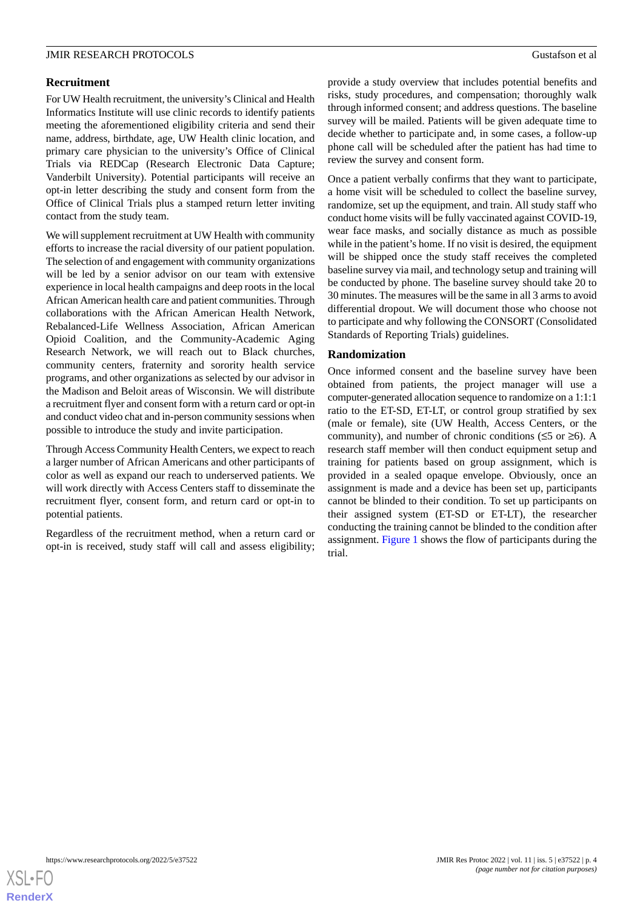## Recruitment

For UW Health recruitment, the university's Clinical and Health Informatics Institute will use clinic records to identify patients meeting the aforementioned eligibility criteria and send their name, address, birthdate, age, UW Health clinic location, and primary care physician to the university's Office of Clinical Trials via REDCap (Research Electronic Data Capture; Vanderbilt University). Potential participants will receive an opt-in letter describing the study and consent form from the Office of Clinical Trials plus a stamped return letter inviting contact from the study team.

We will supplement recruitment at UW Health with community efforts to increase the racial diversity of our patient population. The selection of and engagement with community organizations will be led by a senior advisor on our team with extensive experience in local health campaigns and deep roots in the local African American health care and patient communities. Through collaborations with the African American Health Network, Rebalanced-Life Wellness Association, African American Opioid Coalition, and the Community-Academic Aging Research Network, we will reach out to Black churches, community centers, fraternity and sorority health service programs, and other organizations as selected by our advisor in the Madison and Beloit areas of Wisconsin. We will distribute a recruitment flyer and consent form with a return card or opt-in and conduct video chat and in-person community sessions when possible to introduce the study and invite participation.

Through Access Community Health Centers, we expect to reach a larger number of African Americans and other participants of color as well as expand our reach to underserved patients. We will work directly with Access Centers staff to disseminate the recruitment flyer, consent form, and return card or opt-in to potential patients.

Regardless of the recruitment method, when a return card or opt-in is received, study staff will call and assess eligibility; provide a study overview that includes potential benefits and risks, study procedures, and compensation; thoroughly walk through informed consent; and address questions. The baseline survey will be mailed. Patients will be given adequate time to decide whether to participate and, in some cases, a follow-up phone call will be scheduled after the patient has had time to review the survey and consent form.

Once a patient verbally confirms that they want to participate, a home visit will be scheduled to collect the baseline survey, randomize, set up the equipment, and train. All study staff who conduct home visits will be fully vaccinated against COVID-19, wear face masks, and socially distance as much as possible while in the patient's home. If no visit is desired, the equipment will be shipped once the study staff receives the completed baseline survey via mail, and technology setup and training will be conducted by phone. The baseline survey should take 20 to 30 minutes. The measures will be the same in all 3 arms to avoid differential dropout. We will document those who choose not to participate and why following the CONSORT (Consolidated Standards of Reporting Trials) guidelines.

## Randomization

Once informed consent and the baseline survey have been obtained from patients, the project manager will use a computer-generated allocation sequence to randomize on a 1:1:1 ratio to the ET-SD, ET-LT, or control group stratified by sex (male or female), site (UW Health, Access Centers, or the community), and number of chronic conditions (≤5 or ≥6). A research staff member will then conduct equipment setup and training for patients based on group assignment, which is provided in a sealed opaque envelope. Obviously, once an assignment is made and a device has been set up, participants cannot be blinded to their condition. To set up participants on their assigned system (ET-SD or ET-LT), the researcher conducting the training cannot be blinded to the condition after assignment. Figure 1 shows the flow of participants during the trial.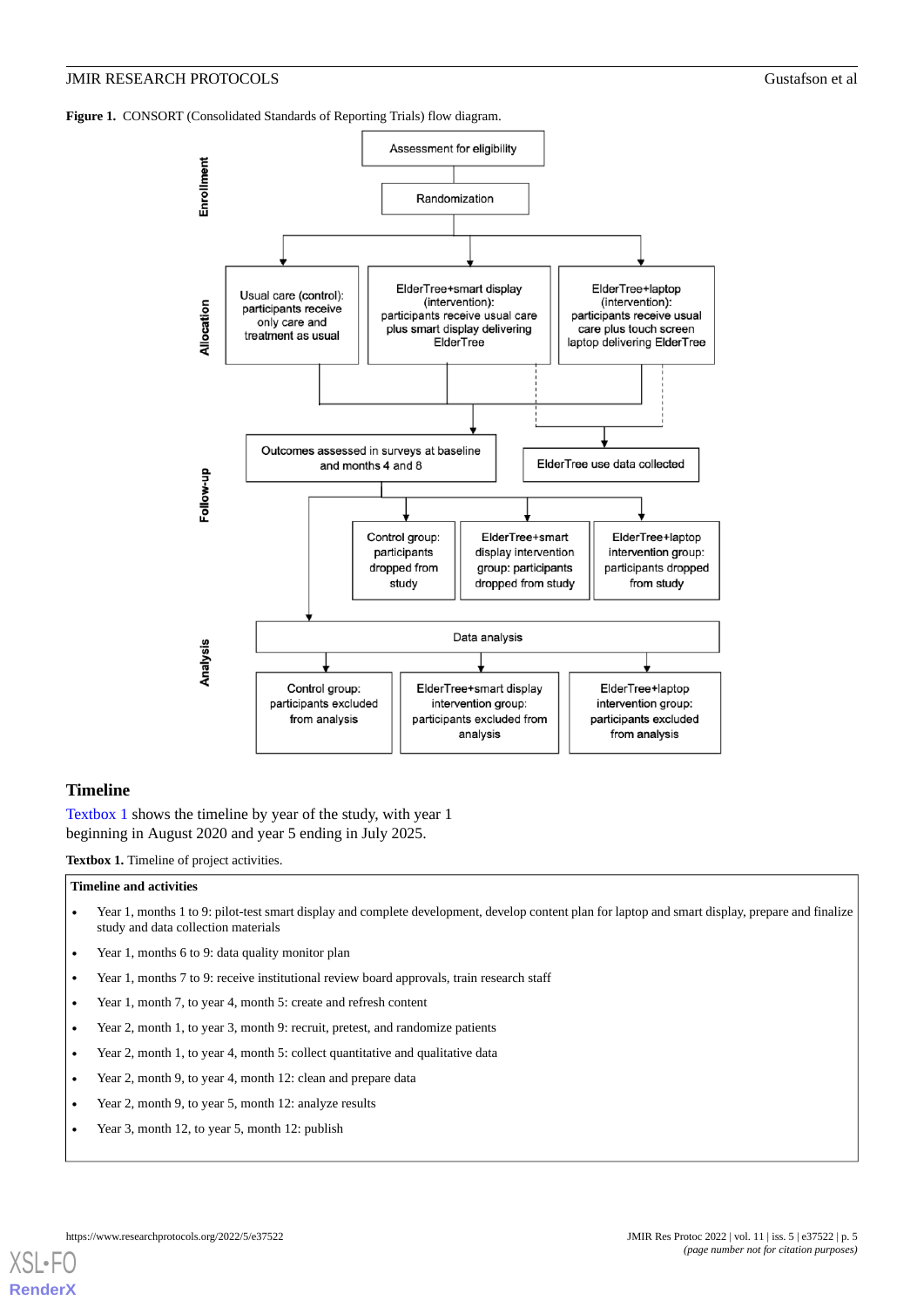**Figure 1.** CONSORT (Consolidated Standards of Reporting Trials) flow diagram.

Enrollment

Assessment for eligibility

Randomization

Allocation

Usual care (control): participants receive only care and treatment as usual

ElderTree+smart display (intervention): participants receive usual care plus smart display delivering ElderTree

ElderTree+laptop (intervention): participants receive usual care plus touch screen laptop delivering ElderTree

Follow-up

Outcomes assessed in surveys at baseline and months 4 and 8

ElderTree use data collected

Control group: participants dropped from study

ElderTree+smart display intervention group: participants dropped from study

ElderTree+laptop intervention group: participants dropped from study

Analysis

Data analysis

Control group: participants excluded from analysis

ElderTree+smart display intervention group: participants excluded from analysis

ElderTree+laptop intervention group: participants excluded from analysis

### Timeline

Textbox 1 shows the timeline by year of the study, with year 1 beginning in August 2020 and year 5 ending in July 2025.

**Textbox 1.** Timeline of project activities.

**Timeline and activities**

- Year 1, months 1 to 9: pilot-test smart display and complete development, develop content plan for laptop and smart display, prepare and finalize study and data collection materials
- Year 1, months 6 to 9: data quality monitor plan
- Year 1, months 7 to 9: receive institutional review board approvals, train research staff
- Year 1, month 7, to year 4, month 5: create and refresh content
- Year 2, month 1, to year 3, month 9: recruit, pretest, and randomize patients
- Year 2, month 1, to year 4, month 5: collect quantitative and qualitative data
- Year 2, month 9, to year 4, month 12: clean and prepare data
- Year 2, month 9, to year 5, month 12: analyze results
- Year 3, month 12, to year 5, month 12: publish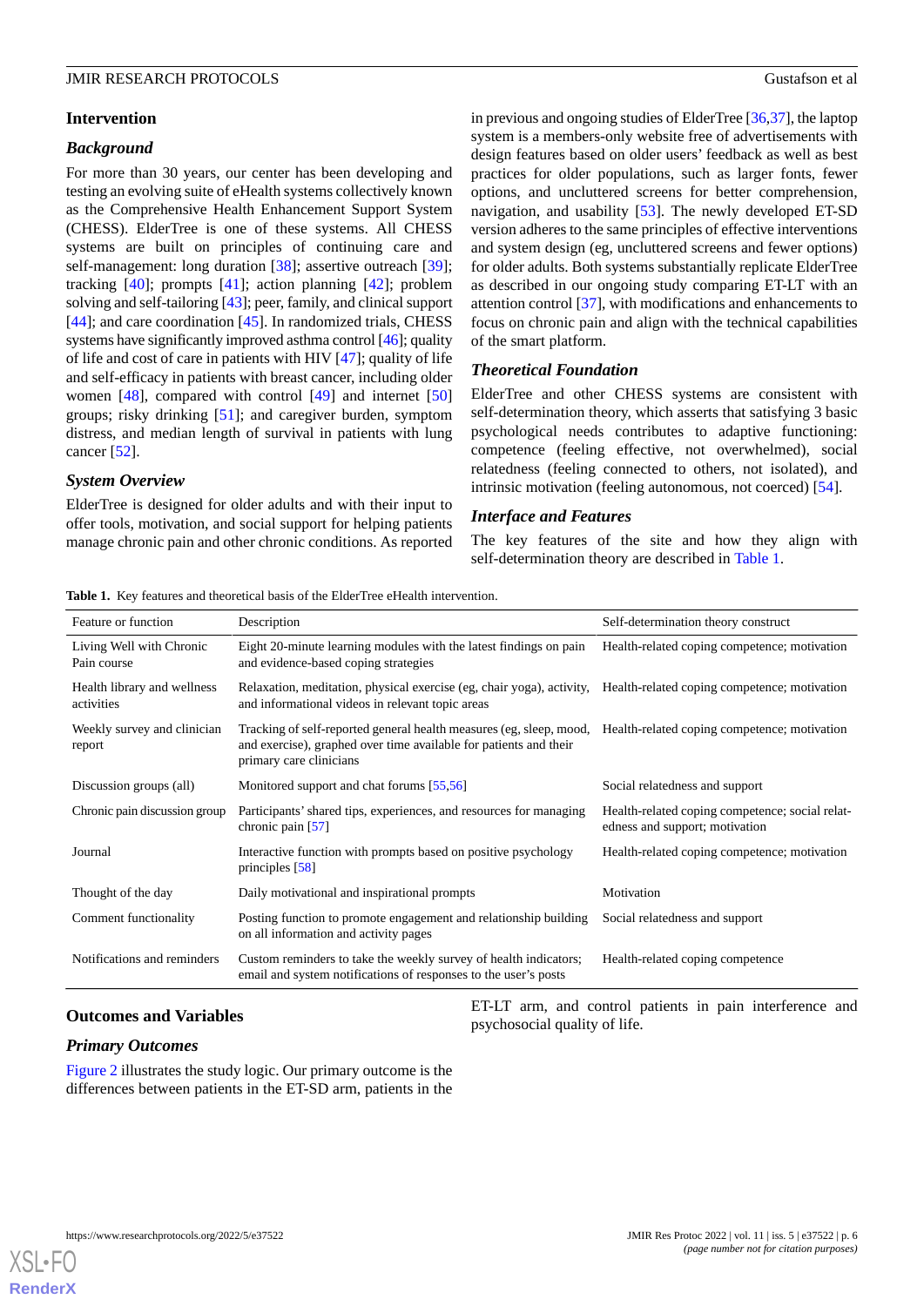## Intervention

### Background

For more than 30 years, our center has been developing and testing an evolving suite of eHealth systems collectively known as the Comprehensive Health Enhancement Support System (CHESS). ElderTree is one of these systems. All CHESS systems are built on principles of continuing care and self-management: long duration [38]; assertive outreach [39]; tracking [40]; prompts [41]; action planning [42]; problem solving and self-tailoring [43]; peer, family, and clinical support [44]; and care coordination [45]. In randomized trials, CHESS systems have significantly improved asthma control [46]; quality of life and cost of care in patients with HIV [47]; quality of life and self-efficacy in patients with breast cancer, including older women [48], compared with control [49] and internet [50] groups; risky drinking [51]; and caregiver burden, symptom distress, and median length of survival in patients with lung cancer [52].

### System Overview

ElderTree is designed for older adults and with their input to offer tools, motivation, and social support for helping patients manage chronic pain and other chronic conditions. As reported in previous and ongoing studies of ElderTree [36,37], the laptop system is a members-only website free of advertisements with design features based on older users' feedback as well as best practices for older populations, such as larger fonts, fewer options, and uncluttered screens for better comprehension, navigation, and usability [53]. The newly developed ET-SD version adheres to the same principles of effective interventions and system design (eg, uncluttered screens and fewer options) for older adults. Both systems substantially replicate ElderTree as described in our ongoing study comparing ET-LT with an attention control [37], with modifications and enhancements to focus on chronic pain and align with the technical capabilities of the smart platform.

### Theoretical Foundation

ElderTree and other CHESS systems are consistent with self-determination theory, which asserts that satisfying 3 basic psychological needs contributes to adaptive functioning: competence (feeling effective, not overwhelmed), social relatedness (feeling connected to others, not isolated), and intrinsic motivation (feeling autonomous, not coerced) [54].

### Interface and Features

The key features of the site and how they align with self-determination theory are described in Table 1.

**Table 1.** Key features and theoretical basis of the ElderTree eHealth intervention.

| Feature or function | Description | Self-determination theory construct |
|---|---|---|
| Living Well with Chronic Pain course | Eight 20-minute learning modules with the latest findings on pain and evidence-based coping strategies | Health-related coping competence; motivation |
| Health library and wellness activities | Relaxation, meditation, physical exercise (eg, chair yoga), activity, and informational videos in relevant topic areas | Health-related coping competence; motivation |
| Weekly survey and clinician report | Tracking of self-reported general health measures (eg, sleep, mood, and exercise), graphed over time available for patients and their primary care clinicians | Health-related coping competence; motivation |
| Discussion groups (all) | Monitored support and chat forums [55,56] | Social relatedness and support |
| Chronic pain discussion group | Participants' shared tips, experiences, and resources for managing chronic pain [57] | Health-related coping competence; social relatedness and support; motivation |
| Journal | Interactive function with prompts based on positive psychology principles [58] | Health-related coping competence; motivation |
| Thought of the day | Daily motivational and inspirational prompts | Motivation |
| Comment functionality | Posting function to promote engagement and relationship building on all information and activity pages | Social relatedness and support |
| Notifications and reminders | Custom reminders to take the weekly survey of health indicators; email and system notifications of responses to the user's posts | Health-related coping competence |

## Outcomes and Variables

### Primary Outcomes

Figure 2 illustrates the study logic. Our primary outcome is the differences between patients in the ET-SD arm, patients in the ET-LT arm, and control patients in pain interference and psychosocial quality of life.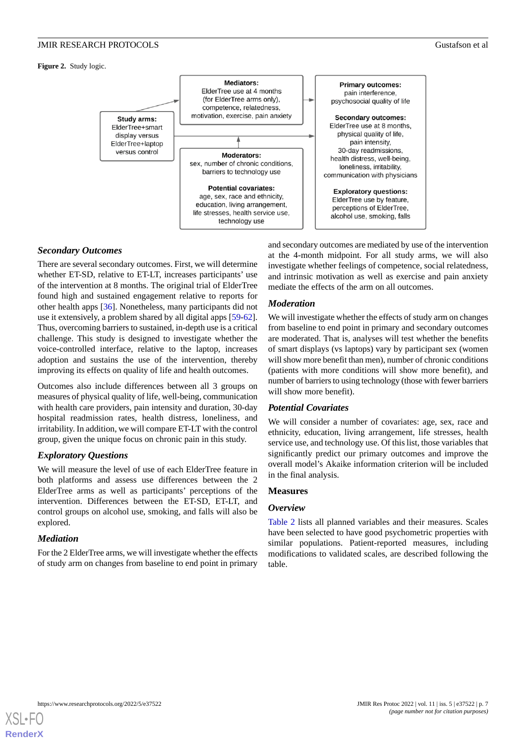**Figure 2.** Study logic.

Study arms:
ElderTree+smart display versus ElderTree+laptop versus control

Mediators:
ElderTree use at 4 months (for ElderTree arms only), competence, relatedness, motivation, exercise, pain anxiety

Moderators:
sex, number of chronic conditions, barriers to technology use

Potential covariates:
age, sex, race and ethnicity, education, living arrangement, life stresses, health service use, technology use

Primary outcomes:
pain interference, psychosocial quality of life

Secondary outcomes:
ElderTree use at 8 months, physical quality of life, pain intensity, 30-day readmissions, health distress, well-being, loneliness, irritability, communication with physicians

Exploratory questions:
ElderTree use by feature, perceptions of ElderTree, alcohol use, smoking, falls

### Secondary Outcomes

There are several secondary outcomes. First, we will determine whether ET-SD, relative to ET-LT, increases participants' use of the intervention at 8 months. The original trial of ElderTree found high and sustained engagement relative to reports for other health apps [36]. Nonetheless, many participants did not use it extensively, a problem shared by all digital apps [59-62]. Thus, overcoming barriers to sustained, in-depth use is a critical challenge. This study is designed to investigate whether the voice-controlled interface, relative to the laptop, increases adoption and sustains the use of the intervention, thereby improving its effects on quality of life and health outcomes.

Outcomes also include differences between all 3 groups on measures of physical quality of life, well-being, communication with health care providers, pain intensity and duration, 30-day hospital readmission rates, health distress, loneliness, and irritability. In addition, we will compare ET-LT with the control group, given the unique focus on chronic pain in this study.

### Exploratory Questions

We will measure the level of use of each ElderTree feature in both platforms and assess use differences between the 2 ElderTree arms as well as participants' perceptions of the intervention. Differences between the ET-SD, ET-LT, and control groups on alcohol use, smoking, and falls will also be explored.

### Mediation

For the 2 ElderTree arms, we will investigate whether the effects of study arm on changes from baseline to end point in primary and secondary outcomes are mediated by use of the intervention at the 4-month midpoint. For all study arms, we will also investigate whether feelings of competence, social relatedness, and intrinsic motivation as well as exercise and pain anxiety mediate the effects of the arm on all outcomes.

### Moderation

We will investigate whether the effects of study arm on changes from baseline to end point in primary and secondary outcomes are moderated. That is, analyses will test whether the benefits of smart displays (vs laptops) vary by participant sex (women will show more benefit than men), number of chronic conditions (patients with more conditions will show more benefit), and number of barriers to using technology (those with fewer barriers will show more benefit).

### Potential Covariates

We will consider a number of covariates: age, sex, race and ethnicity, education, living arrangement, life stresses, health service use, and technology use. Of this list, those variables that significantly predict our primary outcomes and improve the overall model's Akaike information criterion will be included in the final analysis.

## Measures

### Overview

Table 2 lists all planned variables and their measures. Scales have been selected to have good psychometric properties with similar populations. Patient-reported measures, including modifications to validated scales, are described following the table.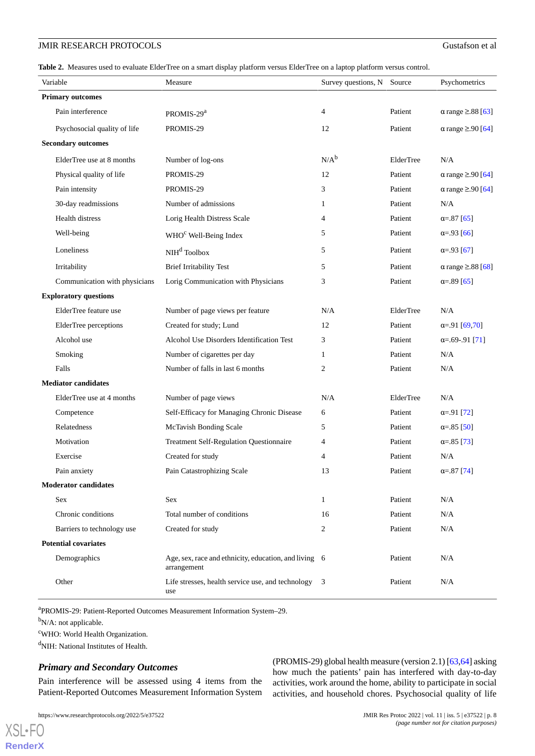**Table 2.** Measures used to evaluate ElderTree on a smart display platform versus ElderTree on a laptop platform versus control.

| Variable | Measure | Survey questions, N | Source | Psychometrics |
|---|---|---|---|---|
| **Primary outcomes** | | | | |
| Pain interference | PROMIS-29[a] | 4 | Patient | α range ≥.88 [63] |
| Psychosocial quality of life | PROMIS-29 | 12 | Patient | α range ≥.90 [64] |
| **Secondary outcomes** | | | | |
| ElderTree use at 8 months | Number of log-ons | N/A[b] | ElderTree | N/A |
| Physical quality of life | PROMIS-29 | 12 | Patient | α range ≥.90 [64] |
| Pain intensity | PROMIS-29 | 3 | Patient | α range ≥.90 [64] |
| 30-day readmissions | Number of admissions | 1 | Patient | N/A |
| Health distress | Lorig Health Distress Scale | 4 | Patient | α=.87 [65] |
| Well-being | WHO[c] Well-Being Index | 5 | Patient | α=.93 [66] |
| Loneliness | NIH[d] Toolbox | 5 | Patient | α=.93 [67] |
| Irritability | Brief Irritability Test | 5 | Patient | α range ≥.88 [68] |
| Communication with physicians | Lorig Communication with Physicians | 3 | Patient | α=.89 [65] |
| **Exploratory questions** | | | | |
| ElderTree feature use | Number of page views per feature | N/A | ElderTree | N/A |
| ElderTree perceptions | Created for study; Lund | 12 | Patient | α=.91 [69,70] |
| Alcohol use | Alcohol Use Disorders Identification Test | 3 | Patient | α=.69-.91 [71] |
| Smoking | Number of cigarettes per day | 1 | Patient | N/A |
| Falls | Number of falls in last 6 months | 2 | Patient | N/A |
| **Mediator candidates** | | | | |
| ElderTree use at 4 months | Number of page views | N/A | ElderTree | N/A |
| Competence | Self-Efficacy for Managing Chronic Disease | 6 | Patient | α=.91 [72] |
| Relatedness | McTavish Bonding Scale | 5 | Patient | α=.85 [50] |
| Motivation | Treatment Self-Regulation Questionnaire | 4 | Patient | α=.85 [73] |
| Exercise | Created for study | 4 | Patient | N/A |
| Pain anxiety | Pain Catastrophizing Scale | 13 | Patient | α=.87 [74] |
| **Moderator candidates** | | | | |
| Sex | Sex | 1 | Patient | N/A |
| Chronic conditions | Total number of conditions | 16 | Patient | N/A |
| Barriers to technology use | Created for study | 2 | Patient | N/A |
| **Potential covariates** | | | | |
| Demographics | Age, sex, race and ethnicity, education, and living arrangement | 6 | Patient | N/A |
| Other | Life stresses, health service use, and technology use | 3 | Patient | N/A |

[a]PROMIS-29: Patient-Reported Outcomes Measurement Information System–29.

[b]N/A: not applicable.

[c]WHO: World Health Organization.

[d]NIH: National Institutes of Health.

### *Primary and Secondary Outcomes*

Pain interference will be assessed using 4 items from the Patient-Reported Outcomes Measurement Information System (PROMIS-29) global health measure (version 2.1) [63,64] asking how much the patients' pain has interfered with day-to-day activities, work around the home, ability to participate in social activities, and household chores. Psychosocial quality of life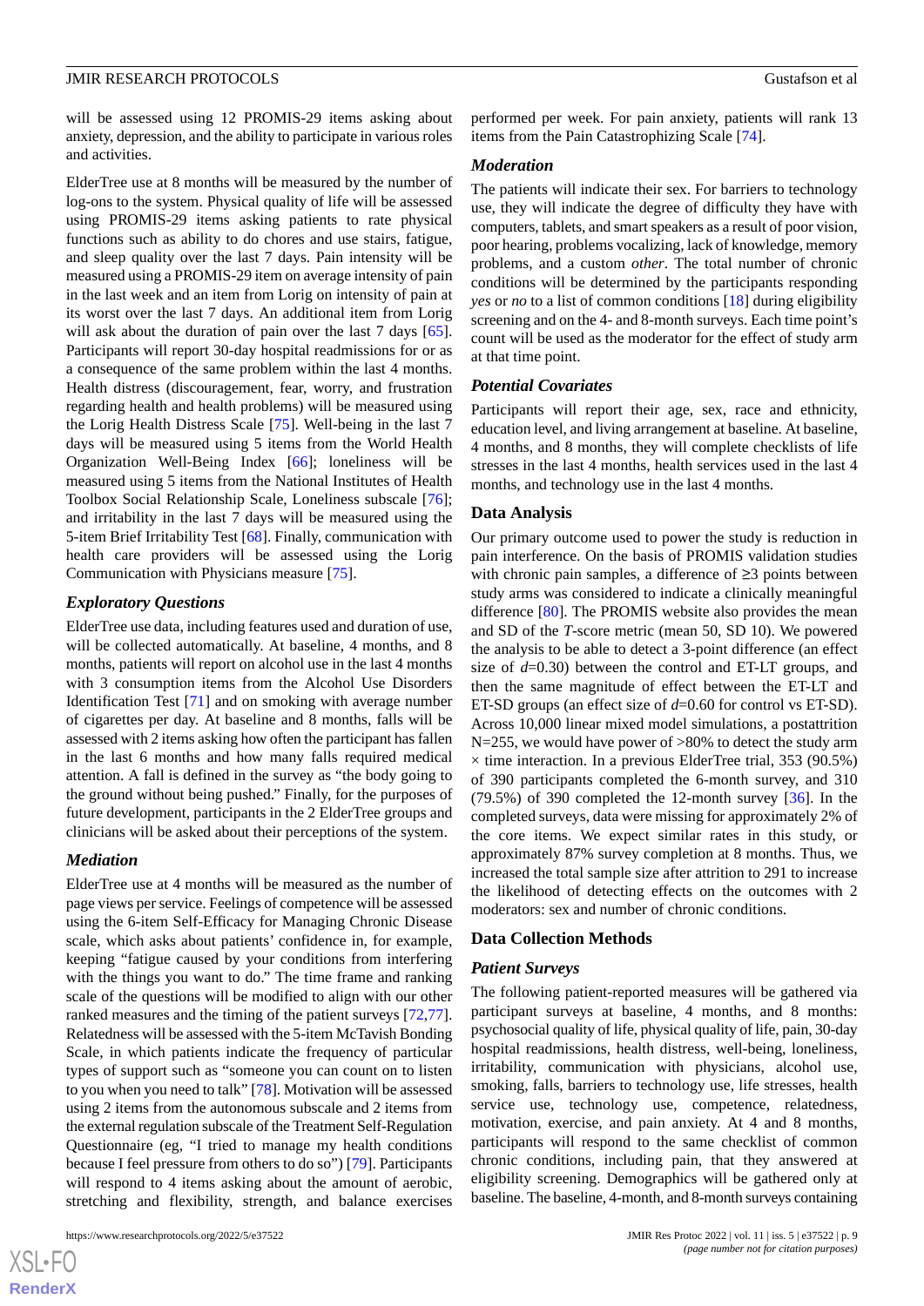will be assessed using 12 PROMIS-29 items asking about anxiety, depression, and the ability to participate in various roles and activities.

ElderTree use at 8 months will be measured by the number of log-ons to the system. Physical quality of life will be assessed using PROMIS-29 items asking patients to rate physical functions such as ability to do chores and use stairs, fatigue, and sleep quality over the last 7 days. Pain intensity will be measured using a PROMIS-29 item on average intensity of pain in the last week and an item from Lorig on intensity of pain at its worst over the last 7 days. An additional item from Lorig will ask about the duration of pain over the last 7 days [65]. Participants will report 30-day hospital readmissions for or as a consequence of the same problem within the last 4 months. Health distress (discouragement, fear, worry, and frustration regarding health and health problems) will be measured using the Lorig Health Distress Scale [75]. Well-being in the last 7 days will be measured using 5 items from the World Health Organization Well-Being Index [66]; loneliness will be measured using 5 items from the National Institutes of Health Toolbox Social Relationship Scale, Loneliness subscale [76]; and irritability in the last 7 days will be measured using the 5-item Brief Irritability Test [68]. Finally, communication with health care providers will be assessed using the Lorig Communication with Physicians measure [75].

### Exploratory Questions

ElderTree use data, including features used and duration of use, will be collected automatically. At baseline, 4 months, and 8 months, patients will report on alcohol use in the last 4 months with 3 consumption items from the Alcohol Use Disorders Identification Test [71] and on smoking with average number of cigarettes per day. At baseline and 8 months, falls will be assessed with 2 items asking how often the participant has fallen in the last 6 months and how many falls required medical attention. A fall is defined in the survey as "the body going to the ground without being pushed." Finally, for the purposes of future development, participants in the 2 ElderTree groups and clinicians will be asked about their perceptions of the system.

### Mediation

ElderTree use at 4 months will be measured as the number of page views per service. Feelings of competence will be assessed using the 6-item Self-Efficacy for Managing Chronic Disease scale, which asks about patients' confidence in, for example, keeping "fatigue caused by your conditions from interfering with the things you want to do." The time frame and ranking scale of the questions will be modified to align with our other ranked measures and the timing of the patient surveys [72,77]. Relatedness will be assessed with the 5-item McTavish Bonding Scale, in which patients indicate the frequency of particular types of support such as "someone you can count on to listen to you when you need to talk" [78]. Motivation will be assessed using 2 items from the autonomous subscale and 2 items from the external regulation subscale of the Treatment Self-Regulation Questionnaire (eg, "I tried to manage my health conditions because I feel pressure from others to do so") [79]. Participants will respond to 4 items asking about the amount of aerobic, stretching and flexibility, strength, and balance exercises performed per week. For pain anxiety, patients will rank 13 items from the Pain Catastrophizing Scale [74].

### Moderation

The patients will indicate their sex. For barriers to technology use, they will indicate the degree of difficulty they have with computers, tablets, and smart speakers as a result of poor vision, poor hearing, problems vocalizing, lack of knowledge, memory problems, and a custom *other*. The total number of chronic conditions will be determined by the participants responding *yes* or *no* to a list of common conditions [18] during eligibility screening and on the 4- and 8-month surveys. Each time point's count will be used as the moderator for the effect of study arm at that time point.

### Potential Covariates

Participants will report their age, sex, race and ethnicity, education level, and living arrangement at baseline. At baseline, 4 months, and 8 months, they will complete checklists of life stresses in the last 4 months, health services used in the last 4 months, and technology use in the last 4 months.

## Data Analysis

Our primary outcome used to power the study is reduction in pain interference. On the basis of PROMIS validation studies with chronic pain samples, a difference of ≥3 points between study arms was considered to indicate a clinically meaningful difference [80]. The PROMIS website also provides the mean and SD of the *T*-score metric (mean 50, SD 10). We powered the analysis to be able to detect a 3-point difference (an effect size of $d$=0.30) between the control and ET-LT groups, and then the same magnitude of effect between the ET-LT and ET-SD groups (an effect size of $d$=0.60 for control vs ET-SD). Across 10,000 linear mixed model simulations, a postattrition N=255, we would have power of >80% to detect the study arm × time interaction. In a previous ElderTree trial, 353 (90.5%) of 390 participants completed the 6-month survey, and 310 (79.5%) of 390 completed the 12-month survey [36]. In the completed surveys, data were missing for approximately 2% of the core items. We expect similar rates in this study, or approximately 87% survey completion at 8 months. Thus, we increased the total sample size after attrition to 291 to increase the likelihood of detecting effects on the outcomes with 2 moderators: sex and number of chronic conditions.

## Data Collection Methods

### Patient Surveys

The following patient-reported measures will be gathered via participant surveys at baseline, 4 months, and 8 months: psychosocial quality of life, physical quality of life, pain, 30-day hospital readmissions, health distress, well-being, loneliness, irritability, communication with physicians, alcohol use, smoking, falls, barriers to technology use, life stresses, health service use, technology use, competence, relatedness, motivation, exercise, and pain anxiety. At 4 and 8 months, participants will respond to the same checklist of common chronic conditions, including pain, that they answered at eligibility screening. Demographics will be gathered only at baseline. The baseline, 4-month, and 8-month surveys containing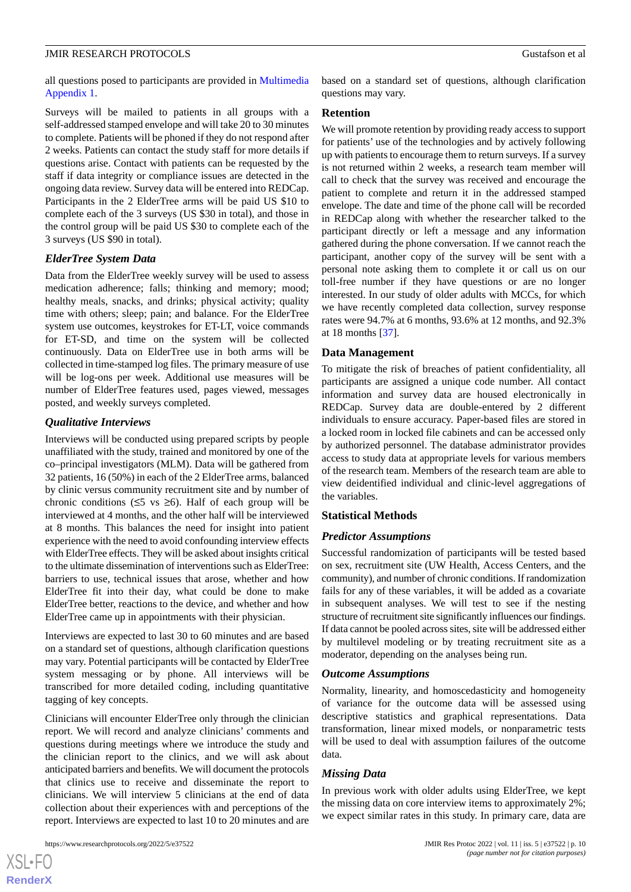all questions posed to participants are provided in Multimedia Appendix 1.

Surveys will be mailed to patients in all groups with a self-addressed stamped envelope and will take 20 to 30 minutes to complete. Patients will be phoned if they do not respond after 2 weeks. Patients can contact the study staff for more details if questions arise. Contact with patients can be requested by the staff if data integrity or compliance issues are detected in the ongoing data review. Survey data will be entered into REDCap. Participants in the 2 ElderTree arms will be paid US $10 to complete each of the 3 surveys (US $30 in total), and those in the control group will be paid US $30 to complete each of the 3 surveys (US $90 in total).

### *ElderTree System Data*

Data from the ElderTree weekly survey will be used to assess medication adherence; falls; thinking and memory; mood; healthy meals, snacks, and drinks; physical activity; quality time with others; sleep; pain; and balance. For the ElderTree system use outcomes, keystrokes for ET-LT, voice commands for ET-SD, and time on the system will be collected continuously. Data on ElderTree use in both arms will be collected in time-stamped log files. The primary measure of use will be log-ons per week. Additional use measures will be number of ElderTree features used, pages viewed, messages posted, and weekly surveys completed.

### *Qualitative Interviews*

Interviews will be conducted using prepared scripts by people unaffiliated with the study, trained and monitored by one of the co–principal investigators (MLM). Data will be gathered from 32 patients, 16 (50%) in each of the 2 ElderTree arms, balanced by clinic versus community recruitment site and by number of chronic conditions (≤5 vs ≥6). Half of each group will be interviewed at 4 months, and the other half will be interviewed at 8 months. This balances the need for insight into patient experience with the need to avoid confounding interview effects with ElderTree effects. They will be asked about insights critical to the ultimate dissemination of interventions such as ElderTree: barriers to use, technical issues that arose, whether and how ElderTree fit into their day, what could be done to make ElderTree better, reactions to the device, and whether and how ElderTree came up in appointments with their physician.

Interviews are expected to last 30 to 60 minutes and are based on a standard set of questions, although clarification questions may vary. Potential participants will be contacted by ElderTree system messaging or by phone. All interviews will be transcribed for more detailed coding, including quantitative tagging of key concepts.

Clinicians will encounter ElderTree only through the clinician report. We will record and analyze clinicians' comments and questions during meetings where we introduce the study and the clinician report to the clinics, and we will ask about anticipated barriers and benefits. We will document the protocols that clinics use to receive and disseminate the report to clinicians. We will interview 5 clinicians at the end of data collection about their experiences with and perceptions of the report. Interviews are expected to last 10 to 20 minutes and are based on a standard set of questions, although clarification questions may vary.

### Retention

We will promote retention by providing ready access to support for patients' use of the technologies and by actively following up with patients to encourage them to return surveys. If a survey is not returned within 2 weeks, a research team member will call to check that the survey was received and encourage the patient to complete and return it in the addressed stamped envelope. The date and time of the phone call will be recorded in REDCap along with whether the researcher talked to the participant directly or left a message and any information gathered during the phone conversation. If we cannot reach the participant, another copy of the survey will be sent with a personal note asking them to complete it or call us on our toll-free number if they have questions or are no longer interested. In our study of older adults with MCCs, for which we have recently completed data collection, survey response rates were 94.7% at 6 months, 93.6% at 12 months, and 92.3% at 18 months [37].

### Data Management

To mitigate the risk of breaches of patient confidentiality, all participants are assigned a unique code number. All contact information and survey data are housed electronically in REDCap. Survey data are double-entered by 2 different individuals to ensure accuracy. Paper-based files are stored in a locked room in locked file cabinets and can be accessed only by authorized personnel. The database administrator provides access to study data at appropriate levels for various members of the research team. Members of the research team are able to view deidentified individual and clinic-level aggregations of the variables.

### Statistical Methods

### *Predictor Assumptions*

Successful randomization of participants will be tested based on sex, recruitment site (UW Health, Access Centers, and the community), and number of chronic conditions. If randomization fails for any of these variables, it will be added as a covariate in subsequent analyses. We will test to see if the nesting structure of recruitment site significantly influences our findings. If data cannot be pooled across sites, site will be addressed either by multilevel modeling or by treating recruitment site as a moderator, depending on the analyses being run.

### *Outcome Assumptions*

Normality, linearity, and homoscedasticity and homogeneity of variance for the outcome data will be assessed using descriptive statistics and graphical representations. Data transformation, linear mixed models, or nonparametric tests will be used to deal with assumption failures of the outcome data.

### *Missing Data*

In previous work with older adults using ElderTree, we kept the missing data on core interview items to approximately 2%; we expect similar rates in this study. In primary care, data are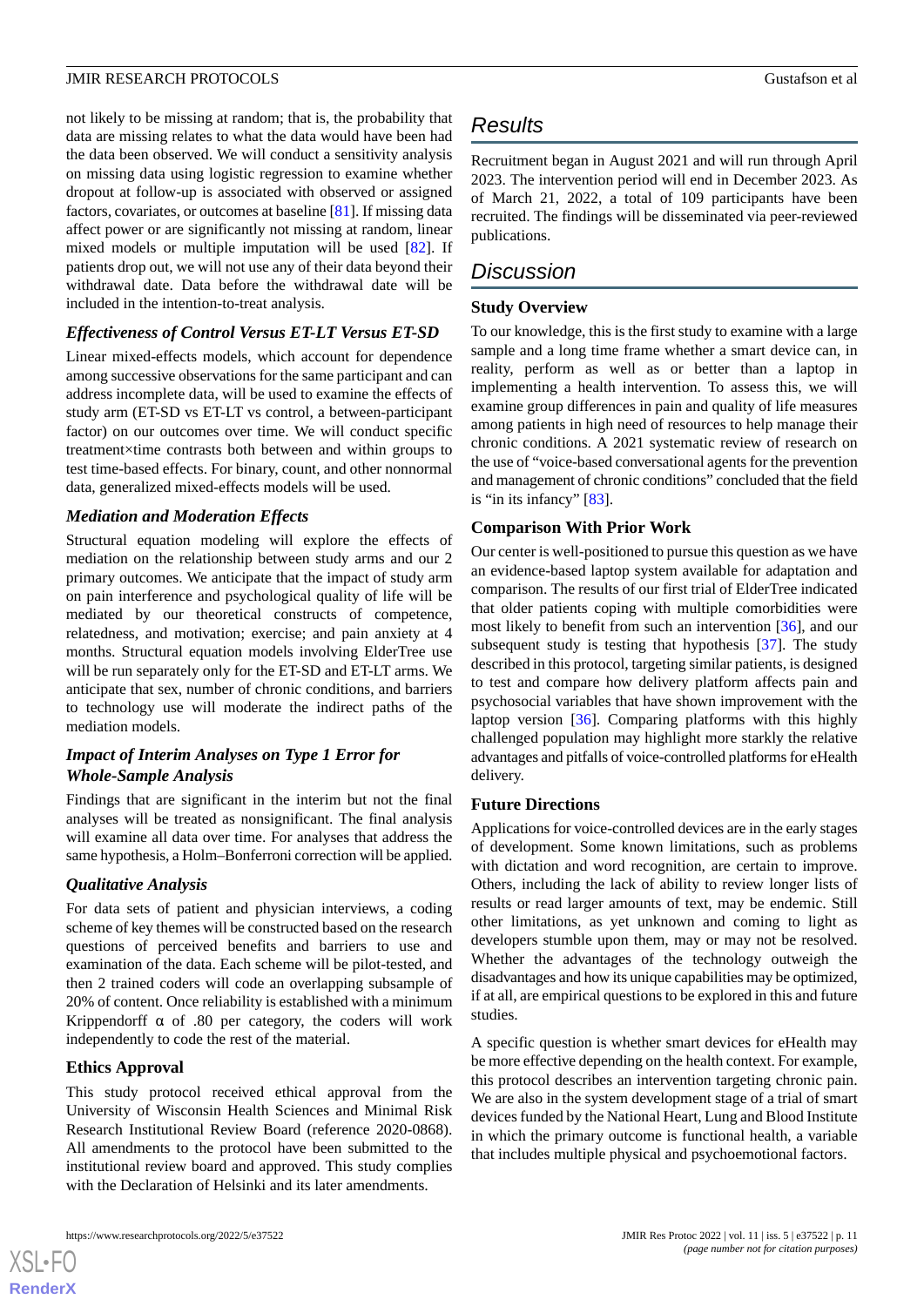not likely to be missing at random; that is, the probability that data are missing relates to what the data would have been had the data been observed. We will conduct a sensitivity analysis on missing data using logistic regression to examine whether dropout at follow-up is associated with observed or assigned factors, covariates, or outcomes at baseline [81]. If missing data affect power or are significantly not missing at random, linear mixed models or multiple imputation will be used [82]. If patients drop out, we will not use any of their data beyond their withdrawal date. Data before the withdrawal date will be included in the intention-to-treat analysis.

### *Effectiveness of Control Versus ET-LT Versus ET-SD*

Linear mixed-effects models, which account for dependence among successive observations for the same participant and can address incomplete data, will be used to examine the effects of study arm (ET-SD vs ET-LT vs control, a between-participant factor) on our outcomes over time. We will conduct specific treatment×time contrasts both between and within groups to test time-based effects. For binary, count, and other nonnormal data, generalized mixed-effects models will be used.

### *Mediation and Moderation Effects*

Structural equation modeling will explore the effects of mediation on the relationship between study arms and our 2 primary outcomes. We anticipate that the impact of study arm on pain interference and psychological quality of life will be mediated by our theoretical constructs of competence, relatedness, and motivation; exercise; and pain anxiety at 4 months. Structural equation models involving ElderTree use will be run separately only for the ET-SD and ET-LT arms. We anticipate that sex, number of chronic conditions, and barriers to technology use will moderate the indirect paths of the mediation models.

### *Impact of Interim Analyses on Type 1 Error for Whole-Sample Analysis*

Findings that are significant in the interim but not the final analyses will be treated as nonsignificant. The final analysis will examine all data over time. For analyses that address the same hypothesis, a Holm–Bonferroni correction will be applied.

### *Qualitative Analysis*

For data sets of patient and physician interviews, a coding scheme of key themes will be constructed based on the research questions of perceived benefits and barriers to use and examination of the data. Each scheme will be pilot-tested, and then 2 trained coders will code an overlapping subsample of 20% of content. Once reliability is established with a minimum Krippendorff α of .80 per category, the coders will work independently to code the rest of the material.

### Ethics Approval

This study protocol received ethical approval from the University of Wisconsin Health Sciences and Minimal Risk Research Institutional Review Board (reference 2020-0868). All amendments to the protocol have been submitted to the institutional review board and approved. This study complies with the Declaration of Helsinki and its later amendments.

## *Results*

Recruitment began in August 2021 and will run through April 2023. The intervention period will end in December 2023. As of March 21, 2022, a total of 109 participants have been recruited. The findings will be disseminated via peer-reviewed publications.

## *Discussion*

### Study Overview

To our knowledge, this is the first study to examine with a large sample and a long time frame whether a smart device can, in reality, perform as well as or better than a laptop in implementing a health intervention. To assess this, we will examine group differences in pain and quality of life measures among patients in high need of resources to help manage their chronic conditions. A 2021 systematic review of research on the use of "voice-based conversational agents for the prevention and management of chronic conditions" concluded that the field is "in its infancy" [83].

### Comparison With Prior Work

Our center is well-positioned to pursue this question as we have an evidence-based laptop system available for adaptation and comparison. The results of our first trial of ElderTree indicated that older patients coping with multiple comorbidities were most likely to benefit from such an intervention [36], and our subsequent study is testing that hypothesis [37]. The study described in this protocol, targeting similar patients, is designed to test and compare how delivery platform affects pain and psychosocial variables that have shown improvement with the laptop version [36]. Comparing platforms with this highly challenged population may highlight more starkly the relative advantages and pitfalls of voice-controlled platforms for eHealth delivery.

### Future Directions

Applications for voice-controlled devices are in the early stages of development. Some known limitations, such as problems with dictation and word recognition, are certain to improve. Others, including the lack of ability to review longer lists of results or read larger amounts of text, may be endemic. Still other limitations, as yet unknown and coming to light as developers stumble upon them, may or may not be resolved. Whether the advantages of the technology outweigh the disadvantages and how its unique capabilities may be optimized, if at all, are empirical questions to be explored in this and future studies.

A specific question is whether smart devices for eHealth may be more effective depending on the health context. For example, this protocol describes an intervention targeting chronic pain. We are also in the system development stage of a trial of smart devices funded by the National Heart, Lung and Blood Institute in which the primary outcome is functional health, a variable that includes multiple physical and psychoemotional factors.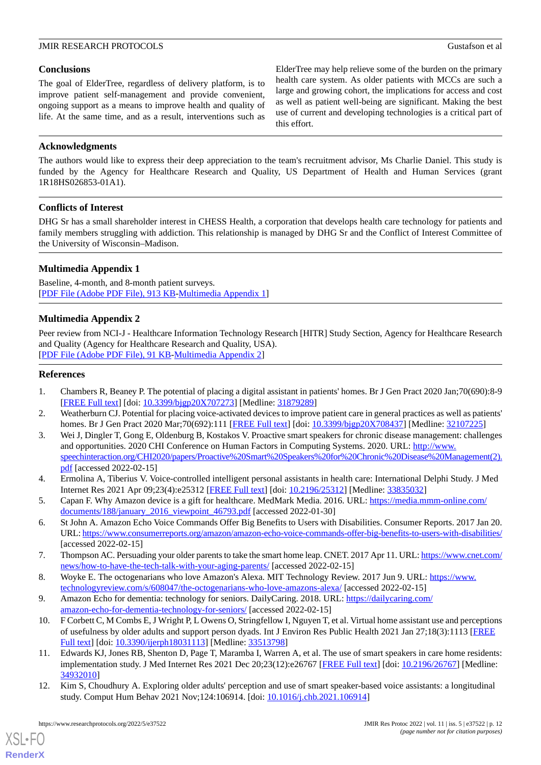## Conclusions

The goal of ElderTree, regardless of delivery platform, is to improve patient self-management and provide convenient, ongoing support as a means to improve health and quality of life. At the same time, and as a result, interventions such as ElderTree may help relieve some of the burden on the primary health care system. As older patients with MCCs are such a large and growing cohort, the implications for access and cost as well as patient well-being are significant. Making the best use of current and developing technologies is a critical part of this effort.

## Acknowledgments

The authors would like to express their deep appreciation to the team's recruitment advisor, Ms Charlie Daniel. This study is funded by the Agency for Healthcare Research and Quality, US Department of Health and Human Services (grant 1R18HS026853-01A1).

## Conflicts of Interest

DHG Sr has a small shareholder interest in CHESS Health, a corporation that develops health care technology for patients and family members struggling with addiction. This relationship is managed by DHG Sr and the Conflict of Interest Committee of the University of Wisconsin–Madison.

## Multimedia Appendix 1

Baseline, 4-month, and 8-month patient surveys.
[PDF File (Adobe PDF File), 913 KB-Multimedia Appendix 1]

## Multimedia Appendix 2

Peer review from NCI-J - Healthcare Information Technology Research [HITR] Study Section, Agency for Healthcare Research and Quality (Agency for Healthcare Research and Quality, USA).
[PDF File (Adobe PDF File), 91 KB-Multimedia Appendix 2]

## References

1. Chambers R, Beaney P. The potential of placing a digital assistant in patients' homes. Br J Gen Pract 2020 Jan;70(690):8-9 [FREE Full text] [doi: 10.3399/bjgp20X707273] [Medline: 31879289]
2. Weatherburn CJ. Potential for placing voice-activated devices to improve patient care in general practices as well as patients' homes. Br J Gen Pract 2020 Mar;70(692):111 [FREE Full text] [doi: 10.3399/bjgp20X708437] [Medline: 32107225]
3. Wei J, Dingler T, Gong E, Oldenburg B, Kostakos V. Proactive smart speakers for chronic disease management: challenges and opportunities. 2020 CHI Conference on Human Factors in Computing Systems. 2020. URL: http://www.speechinteraction.org/CHI2020/papers/Proactive%20Smart%20Speakers%20for%20Chronic%20Disease%20Management(2).pdf [accessed 2022-02-15]
4. Ermolina A, Tiberius V. Voice-controlled intelligent personal assistants in health care: International Delphi Study. J Med Internet Res 2021 Apr 09;23(4):e25312 [FREE Full text] [doi: 10.2196/25312] [Medline: 33835032]
5. Capan F. Why Amazon device is a gift for healthcare. MedMark Media. 2016. URL: https://media.mmm-online.com/documents/188/january_2016_viewpoint_46793.pdf [accessed 2022-01-30]
6. St John A. Amazon Echo Voice Commands Offer Big Benefits to Users with Disabilities. Consumer Reports. 2017 Jan 20. URL: https://www.consumerreports.org/amazon/amazon-echo-voice-commands-offer-big-benefits-to-users-with-disabilities/ [accessed 2022-02-15]
7. Thompson AC. Persuading your older parents to take the smart home leap. CNET. 2017 Apr 11. URL: https://www.cnet.com/news/how-to-have-the-tech-talk-with-your-aging-parents/ [accessed 2022-02-15]
8. Woyke E. The octogenarians who love Amazon's Alexa. MIT Technology Review. 2017 Jun 9. URL: https://www.technologyreview.com/s/608047/the-octogenarians-who-love-amazons-alexa/ [accessed 2022-02-15]
9. Amazon Echo for dementia: technology for seniors. DailyCaring. 2018. URL: https://dailycaring.com/amazon-echo-for-dementia-technology-for-seniors/ [accessed 2022-02-15]
10. F Corbett C, M Combs E, J Wright P, L Owens O, Stringfellow I, Nguyen T, et al. Virtual home assistant use and perceptions of usefulness by older adults and support person dyads. Int J Environ Res Public Health 2021 Jan 27;18(3):1113 [FREE Full text] [doi: 10.3390/ijerph18031113] [Medline: 33513798]
11. Edwards KJ, Jones RB, Shenton D, Page T, Maramba I, Warren A, et al. The use of smart speakers in care home residents: implementation study. J Med Internet Res 2021 Dec 20;23(12):e26767 [FREE Full text] [doi: 10.2196/26767] [Medline: 34932010]
12. Kim S, Choudhury A. Exploring older adults' perception and use of smart speaker-based voice assistants: a longitudinal study. Comput Hum Behav 2021 Nov;124:106914. [doi: 10.1016/j.chb.2021.106914]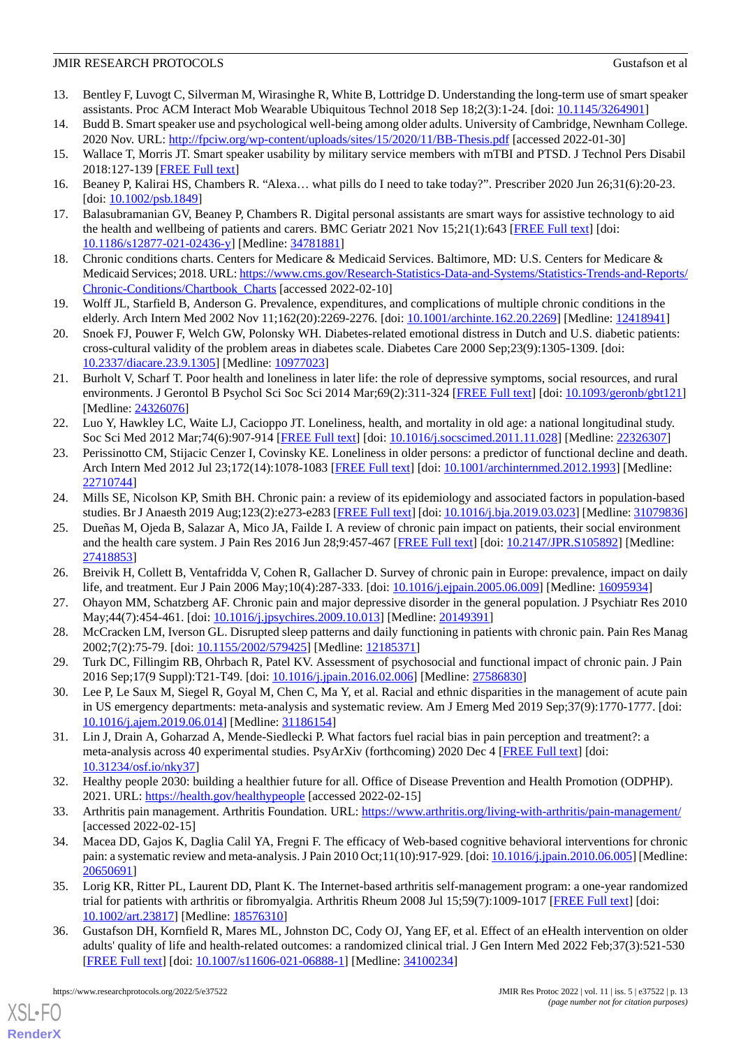13. Bentley F, Luvogt C, Silverman M, Wirasinghe R, White B, Lottridge D. Understanding the long-term use of smart speaker assistants. Proc ACM Interact Mob Wearable Ubiquitous Technol 2018 Sep 18;2(3):1-24. [doi: 10.1145/3264901]
14. Budd B. Smart speaker use and psychological well-being among older adults. University of Cambridge, Newnham College. 2020 Nov. URL: http://fpciw.org/wp-content/uploads/sites/15/2020/11/BB-Thesis.pdf [accessed 2022-01-30]
15. Wallace T, Morris JT. Smart speaker usability by military service members with mTBI and PTSD. J Technol Pers Disabil 2018:127-139 [FREE Full text]
16. Beaney P, Kalirai HS, Chambers R. "Alexa… what pills do I need to take today?". Prescriber 2020 Jun 26;31(6):20-23. [doi: 10.1002/psb.1849]
17. Balasubramanian GV, Beaney P, Chambers R. Digital personal assistants are smart ways for assistive technology to aid the health and wellbeing of patients and carers. BMC Geriatr 2021 Nov 15;21(1):643 [FREE Full text] [doi: 10.1186/s12877-021-02436-y] [Medline: 34781881]
18. Chronic conditions charts. Centers for Medicare & Medicaid Services. Baltimore, MD: U.S. Centers for Medicare & Medicaid Services; 2018. URL: https://www.cms.gov/Research-Statistics-Data-and-Systems/Statistics-Trends-and-Reports/Chronic-Conditions/Chartbook_Charts [accessed 2022-02-10]
19. Wolff JL, Starfield B, Anderson G. Prevalence, expenditures, and complications of multiple chronic conditions in the elderly. Arch Intern Med 2002 Nov 11;162(20):2269-2276. [doi: 10.1001/archinte.162.20.2269] [Medline: 12418941]
20. Snoek FJ, Pouwer F, Welch GW, Polonsky WH. Diabetes-related emotional distress in Dutch and U.S. diabetic patients: cross-cultural validity of the problem areas in diabetes scale. Diabetes Care 2000 Sep;23(9):1305-1309. [doi: 10.2337/diacare.23.9.1305] [Medline: 10977023]
21. Burholt V, Scharf T. Poor health and loneliness in later life: the role of depressive symptoms, social resources, and rural environments. J Gerontol B Psychol Sci Soc Sci 2014 Mar;69(2):311-324 [FREE Full text] [doi: 10.1093/geronb/gbt121] [Medline: 24326076]
22. Luo Y, Hawkley LC, Waite LJ, Cacioppo JT. Loneliness, health, and mortality in old age: a national longitudinal study. Soc Sci Med 2012 Mar;74(6):907-914 [FREE Full text] [doi: 10.1016/j.socscimed.2011.11.028] [Medline: 22326307]
23. Perissinotto CM, Stijacic Cenzer I, Covinsky KE. Loneliness in older persons: a predictor of functional decline and death. Arch Intern Med 2012 Jul 23;172(14):1078-1083 [FREE Full text] [doi: 10.1001/archinternmed.2012.1993] [Medline: 22710744]
24. Mills SE, Nicolson KP, Smith BH. Chronic pain: a review of its epidemiology and associated factors in population-based studies. Br J Anaesth 2019 Aug;123(2):e273-e283 [FREE Full text] [doi: 10.1016/j.bja.2019.03.023] [Medline: 31079836]
25. Dueñas M, Ojeda B, Salazar A, Mico JA, Failde I. A review of chronic pain impact on patients, their social environment and the health care system. J Pain Res 2016 Jun 28;9:457-467 [FREE Full text] [doi: 10.2147/JPR.S105892] [Medline: 27418853]
26. Breivik H, Collett B, Ventafridda V, Cohen R, Gallacher D. Survey of chronic pain in Europe: prevalence, impact on daily life, and treatment. Eur J Pain 2006 May;10(4):287-333. [doi: 10.1016/j.ejpain.2005.06.009] [Medline: 16095934]
27. Ohayon MM, Schatzberg AF. Chronic pain and major depressive disorder in the general population. J Psychiatr Res 2010 May;44(7):454-461. [doi: 10.1016/j.jpsychires.2009.10.013] [Medline: 20149391]
28. McCracken LM, Iverson GL. Disrupted sleep patterns and daily functioning in patients with chronic pain. Pain Res Manag 2002;7(2):75-79. [doi: 10.1155/2002/579425] [Medline: 12185371]
29. Turk DC, Fillingim RB, Ohrbach R, Patel KV. Assessment of psychosocial and functional impact of chronic pain. J Pain 2016 Sep;17(9 Suppl):T21-T49. [doi: 10.1016/j.jpain.2016.02.006] [Medline: 27586830]
30. Lee P, Le Saux M, Siegel R, Goyal M, Chen C, Ma Y, et al. Racial and ethnic disparities in the management of acute pain in US emergency departments: meta-analysis and systematic review. Am J Emerg Med 2019 Sep;37(9):1770-1777. [doi: 10.1016/j.ajem.2019.06.014] [Medline: 31186154]
31. Lin J, Drain A, Goharzad A, Mende-Siedlecki P. What factors fuel racial bias in pain perception and treatment?: a meta-analysis across 40 experimental studies. PsyArXiv (forthcoming) 2020 Dec 4 [FREE Full text] [doi: 10.31234/osf.io/nky37]
32. Healthy people 2030: building a healthier future for all. Office of Disease Prevention and Health Promotion (ODPHP). 2021. URL: https://health.gov/healthypeople [accessed 2022-02-15]
33. Arthritis pain management. Arthritis Foundation. URL: https://www.arthritis.org/living-with-arthritis/pain-management/ [accessed 2022-02-15]
34. Macea DD, Gajos K, Daglia Calil YA, Fregni F. The efficacy of Web-based cognitive behavioral interventions for chronic pain: a systematic review and meta-analysis. J Pain 2010 Oct;11(10):917-929. [doi: 10.1016/j.jpain.2010.06.005] [Medline: 20650691]
35. Lorig KR, Ritter PL, Laurent DD, Plant K. The Internet-based arthritis self-management program: a one-year randomized trial for patients with arthritis or fibromyalgia. Arthritis Rheum 2008 Jul 15;59(7):1009-1017 [FREE Full text] [doi: 10.1002/art.23817] [Medline: 18576310]
36. Gustafson DH, Kornfield R, Mares ML, Johnston DC, Cody OJ, Yang EF, et al. Effect of an eHealth intervention on older adults' quality of life and health-related outcomes: a randomized clinical trial. J Gen Intern Med 2022 Feb;37(3):521-530 [FREE Full text] [doi: 10.1007/s11606-021-06888-1] [Medline: 34100234]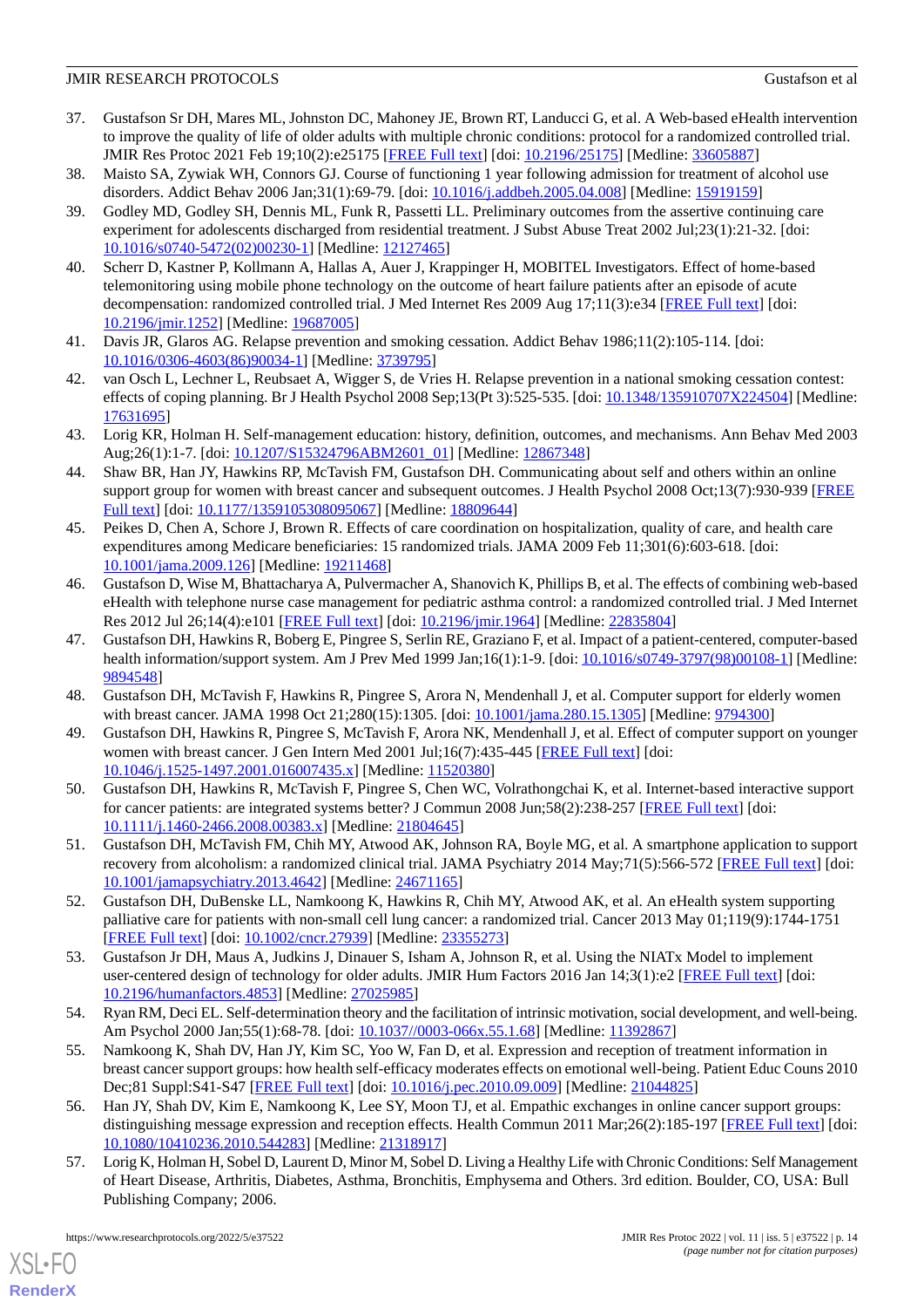37. Gustafson Sr DH, Mares ML, Johnston DC, Mahoney JE, Brown RT, Landucci G, et al. A Web-based eHealth intervention to improve the quality of life of older adults with multiple chronic conditions: protocol for a randomized controlled trial. JMIR Res Protoc 2021 Feb 19;10(2):e25175 [FREE Full text] [doi: 10.2196/25175] [Medline: 33605887]
38. Maisto SA, Zywiak WH, Connors GJ. Course of functioning 1 year following admission for treatment of alcohol use disorders. Addict Behav 2006 Jan;31(1):69-79. [doi: 10.1016/j.addbeh.2005.04.008] [Medline: 15919159]
39. Godley MD, Godley SH, Dennis ML, Funk R, Passetti LL. Preliminary outcomes from the assertive continuing care experiment for adolescents discharged from residential treatment. J Subst Abuse Treat 2002 Jul;23(1):21-32. [doi: 10.1016/s0740-5472(02)00230-1] [Medline: 12127465]
40. Scherr D, Kastner P, Kollmann A, Hallas A, Auer J, Krappinger H, MOBITEL Investigators. Effect of home-based telemonitoring using mobile phone technology on the outcome of heart failure patients after an episode of acute decompensation: randomized controlled trial. J Med Internet Res 2009 Aug 17;11(3):e34 [FREE Full text] [doi: 10.2196/jmir.1252] [Medline: 19687005]
41. Davis JR, Glaros AG. Relapse prevention and smoking cessation. Addict Behav 1986;11(2):105-114. [doi: 10.1016/0306-4603(86)90034-1] [Medline: 3739795]
42. van Osch L, Lechner L, Reubsaet A, Wigger S, de Vries H. Relapse prevention in a national smoking cessation contest: effects of coping planning. Br J Health Psychol 2008 Sep;13(Pt 3):525-535. [doi: 10.1348/135910707X224504] [Medline: 17631695]
43. Lorig KR, Holman H. Self-management education: history, definition, outcomes, and mechanisms. Ann Behav Med 2003 Aug;26(1):1-7. [doi: 10.1207/S15324796ABM2601_01] [Medline: 12867348]
44. Shaw BR, Han JY, Hawkins RP, McTavish FM, Gustafson DH. Communicating about self and others within an online support group for women with breast cancer and subsequent outcomes. J Health Psychol 2008 Oct;13(7):930-939 [FREE Full text] [doi: 10.1177/1359105308095067] [Medline: 18809644]
45. Peikes D, Chen A, Schore J, Brown R. Effects of care coordination on hospitalization, quality of care, and health care expenditures among Medicare beneficiaries: 15 randomized trials. JAMA 2009 Feb 11;301(6):603-618. [doi: 10.1001/jama.2009.126] [Medline: 19211468]
46. Gustafson D, Wise M, Bhattacharya A, Pulvermacher A, Shanovich K, Phillips B, et al. The effects of combining web-based eHealth with telephone nurse case management for pediatric asthma control: a randomized controlled trial. J Med Internet Res 2012 Jul 26;14(4):e101 [FREE Full text] [doi: 10.2196/jmir.1964] [Medline: 22835804]
47. Gustafson DH, Hawkins R, Boberg E, Pingree S, Serlin RE, Graziano F, et al. Impact of a patient-centered, computer-based health information/support system. Am J Prev Med 1999 Jan;16(1):1-9. [doi: 10.1016/s0749-3797(98)00108-1] [Medline: 9894548]
48. Gustafson DH, McTavish F, Hawkins R, Pingree S, Arora N, Mendenhall J, et al. Computer support for elderly women with breast cancer. JAMA 1998 Oct 21;280(15):1305. [doi: 10.1001/jama.280.15.1305] [Medline: 9794300]
49. Gustafson DH, Hawkins R, Pingree S, McTavish F, Arora NK, Mendenhall J, et al. Effect of computer support on younger women with breast cancer. J Gen Intern Med 2001 Jul;16(7):435-445 [FREE Full text] [doi: 10.1046/j.1525-1497.2001.016007435.x] [Medline: 11520380]
50. Gustafson DH, Hawkins R, McTavish F, Pingree S, Chen WC, Volrathongchai K, et al. Internet-based interactive support for cancer patients: are integrated systems better? J Commun 2008 Jun;58(2):238-257 [FREE Full text] [doi: 10.1111/j.1460-2466.2008.00383.x] [Medline: 21804645]
51. Gustafson DH, McTavish FM, Chih MY, Atwood AK, Johnson RA, Boyle MG, et al. A smartphone application to support recovery from alcoholism: a randomized clinical trial. JAMA Psychiatry 2014 May;71(5):566-572 [FREE Full text] [doi: 10.1001/jamapsychiatry.2013.4642] [Medline: 24671165]
52. Gustafson DH, DuBenske LL, Namkoong K, Hawkins R, Chih MY, Atwood AK, et al. An eHealth system supporting palliative care for patients with non-small cell lung cancer: a randomized trial. Cancer 2013 May 01;119(9):1744-1751 [FREE Full text] [doi: 10.1002/cncr.27939] [Medline: 23355273]
53. Gustafson Jr DH, Maus A, Judkins J, Dinauer S, Isham A, Johnson R, et al. Using the NIATx Model to implement user-centered design of technology for older adults. JMIR Hum Factors 2016 Jan 14;3(1):e2 [FREE Full text] [doi: 10.2196/humanfactors.4853] [Medline: 27025985]
54. Ryan RM, Deci EL. Self-determination theory and the facilitation of intrinsic motivation, social development, and well-being. Am Psychol 2000 Jan;55(1):68-78. [doi: 10.1037//0003-066x.55.1.68] [Medline: 11392867]
55. Namkoong K, Shah DV, Han JY, Kim SC, Yoo W, Fan D, et al. Expression and reception of treatment information in breast cancer support groups: how health self-efficacy moderates effects on emotional well-being. Patient Educ Couns 2010 Dec;81 Suppl:S41-S47 [FREE Full text] [doi: 10.1016/j.pec.2010.09.009] [Medline: 21044825]
56. Han JY, Shah DV, Kim E, Namkoong K, Lee SY, Moon TJ, et al. Empathic exchanges in online cancer support groups: distinguishing message expression and reception effects. Health Commun 2011 Mar;26(2):185-197 [FREE Full text] [doi: 10.1080/10410236.2010.544283] [Medline: 21318917]
57. Lorig K, Holman H, Sobel D, Laurent D, Minor M, Sobel D. Living a Healthy Life with Chronic Conditions: Self Management of Heart Disease, Arthritis, Diabetes, Asthma, Bronchitis, Emphysema and Others. 3rd edition. Boulder, CO, USA: Bull Publishing Company; 2006.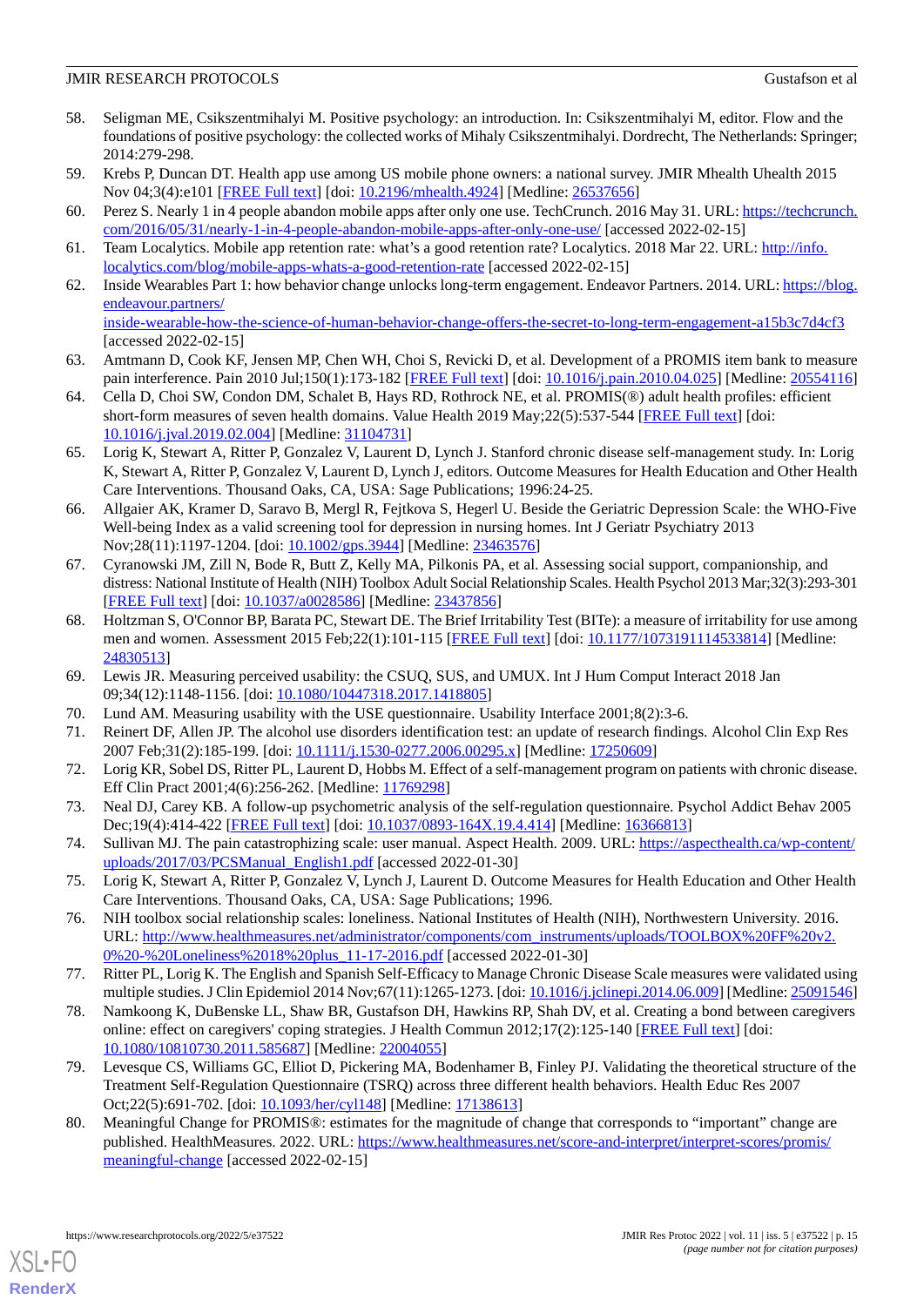58. Seligman ME, Csikszentmihalyi M. Positive psychology: an introduction. In: Csikszentmihalyi M, editor. Flow and the foundations of positive psychology: the collected works of Mihaly Csikszentmihalyi. Dordrecht, The Netherlands: Springer; 2014:279-298.
59. Krebs P, Duncan DT. Health app use among US mobile phone owners: a national survey. JMIR Mhealth Uhealth 2015 Nov 04;3(4):e101 [FREE Full text] [doi: 10.2196/mhealth.4924] [Medline: 26537656]
60. Perez S. Nearly 1 in 4 people abandon mobile apps after only one use. TechCrunch. 2016 May 31. URL: https://techcrunch.com/2016/05/31/nearly-1-in-4-people-abandon-mobile-apps-after-only-one-use/ [accessed 2022-02-15]
61. Team Localytics. Mobile app retention rate: what's a good retention rate? Localytics. 2018 Mar 22. URL: http://info.localytics.com/blog/mobile-apps-whats-a-good-retention-rate [accessed 2022-02-15]
62. Inside Wearables Part 1: how behavior change unlocks long-term engagement. Endeavor Partners. 2014. URL: https://blog.endeavour.partners/inside-wearable-how-the-science-of-human-behavior-change-offers-the-secret-to-long-term-engagement-a15b3c7d4cf3 [accessed 2022-02-15]
63. Amtmann D, Cook KF, Jensen MP, Chen WH, Choi S, Revicki D, et al. Development of a PROMIS item bank to measure pain interference. Pain 2010 Jul;150(1):173-182 [FREE Full text] [doi: 10.1016/j.pain.2010.04.025] [Medline: 20554116]
64. Cella D, Choi SW, Condon DM, Schalet B, Hays RD, Rothrock NE, et al. PROMIS(®) adult health profiles: efficient short-form measures of seven health domains. Value Health 2019 May;22(5):537-544 [FREE Full text] [doi: 10.1016/j.jval.2019.02.004] [Medline: 31104731]
65. Lorig K, Stewart A, Ritter P, Gonzalez V, Laurent D, Lynch J. Stanford chronic disease self-management study. In: Lorig K, Stewart A, Ritter P, Gonzalez V, Laurent D, Lynch J, editors. Outcome Measures for Health Education and Other Health Care Interventions. Thousand Oaks, CA, USA: Sage Publications; 1996:24-25.
66. Allgaier AK, Kramer D, Saravo B, Mergl R, Fejtkova S, Hegerl U. Beside the Geriatric Depression Scale: the WHO-Five Well-being Index as a valid screening tool for depression in nursing homes. Int J Geriatr Psychiatry 2013 Nov;28(11):1197-1204. [doi: 10.1002/gps.3944] [Medline: 23463576]
67. Cyranowski JM, Zill N, Bode R, Butt Z, Kelly MA, Pilkonis PA, et al. Assessing social support, companionship, and distress: National Institute of Health (NIH) Toolbox Adult Social Relationship Scales. Health Psychol 2013 Mar;32(3):293-301 [FREE Full text] [doi: 10.1037/a0028586] [Medline: 23437856]
68. Holtzman S, O'Connor BP, Barata PC, Stewart DE. The Brief Irritability Test (BITe): a measure of irritability for use among men and women. Assessment 2015 Feb;22(1):101-115 [FREE Full text] [doi: 10.1177/1073191114533814] [Medline: 24830513]
69. Lewis JR. Measuring perceived usability: the CSUQ, SUS, and UMUX. Int J Hum Comput Interact 2018 Jan 09;34(12):1148-1156. [doi: 10.1080/10447318.2017.1418805]
70. Lund AM. Measuring usability with the USE questionnaire. Usability Interface 2001;8(2):3-6.
71. Reinert DF, Allen JP. The alcohol use disorders identification test: an update of research findings. Alcohol Clin Exp Res 2007 Feb;31(2):185-199. [doi: 10.1111/j.1530-0277.2006.00295.x] [Medline: 17250609]
72. Lorig KR, Sobel DS, Ritter PL, Laurent D, Hobbs M. Effect of a self-management program on patients with chronic disease. Eff Clin Pract 2001;4(6):256-262. [Medline: 11769298]
73. Neal DJ, Carey KB. A follow-up psychometric analysis of the self-regulation questionnaire. Psychol Addict Behav 2005 Dec;19(4):414-422 [FREE Full text] [doi: 10.1037/0893-164X.19.4.414] [Medline: 16366813]
74. Sullivan MJ. The pain catastrophizing scale: user manual. Aspect Health. 2009. URL: https://aspecthealth.ca/wp-content/uploads/2017/03/PCSManual_English1.pdf [accessed 2022-01-30]
75. Lorig K, Stewart A, Ritter P, Gonzalez V, Lynch J, Laurent D. Outcome Measures for Health Education and Other Health Care Interventions. Thousand Oaks, CA, USA: Sage Publications; 1996.
76. NIH toolbox social relationship scales: loneliness. National Institutes of Health (NIH), Northwestern University. 2016. URL: http://www.healthmeasures.net/administrator/components/com_instruments/uploads/TOOLBOX%20FF%20v2.0%20-%20Loneliness%2018%20plus_11-17-2016.pdf [accessed 2022-01-30]
77. Ritter PL, Lorig K. The English and Spanish Self-Efficacy to Manage Chronic Disease Scale measures were validated using multiple studies. J Clin Epidemiol 2014 Nov;67(11):1265-1273. [doi: 10.1016/j.jclinepi.2014.06.009] [Medline: 25091546]
78. Namkoong K, DuBenske LL, Shaw BR, Gustafson DH, Hawkins RP, Shah DV, et al. Creating a bond between caregivers online: effect on caregivers' coping strategies. J Health Commun 2012;17(2):125-140 [FREE Full text] [doi: 10.1080/10810730.2011.585687] [Medline: 22004055]
79. Levesque CS, Williams GC, Elliot D, Pickering MA, Bodenhamer B, Finley PJ. Validating the theoretical structure of the Treatment Self-Regulation Questionnaire (TSRQ) across three different health behaviors. Health Educ Res 2007 Oct;22(5):691-702. [doi: 10.1093/her/cyl148] [Medline: 17138613]
80. Meaningful Change for PROMIS®: estimates for the magnitude of change that corresponds to "important" change are published. HealthMeasures. 2022. URL: https://www.healthmeasures.net/score-and-interpret/interpret-scores/promis/meaningful-change [accessed 2022-02-15]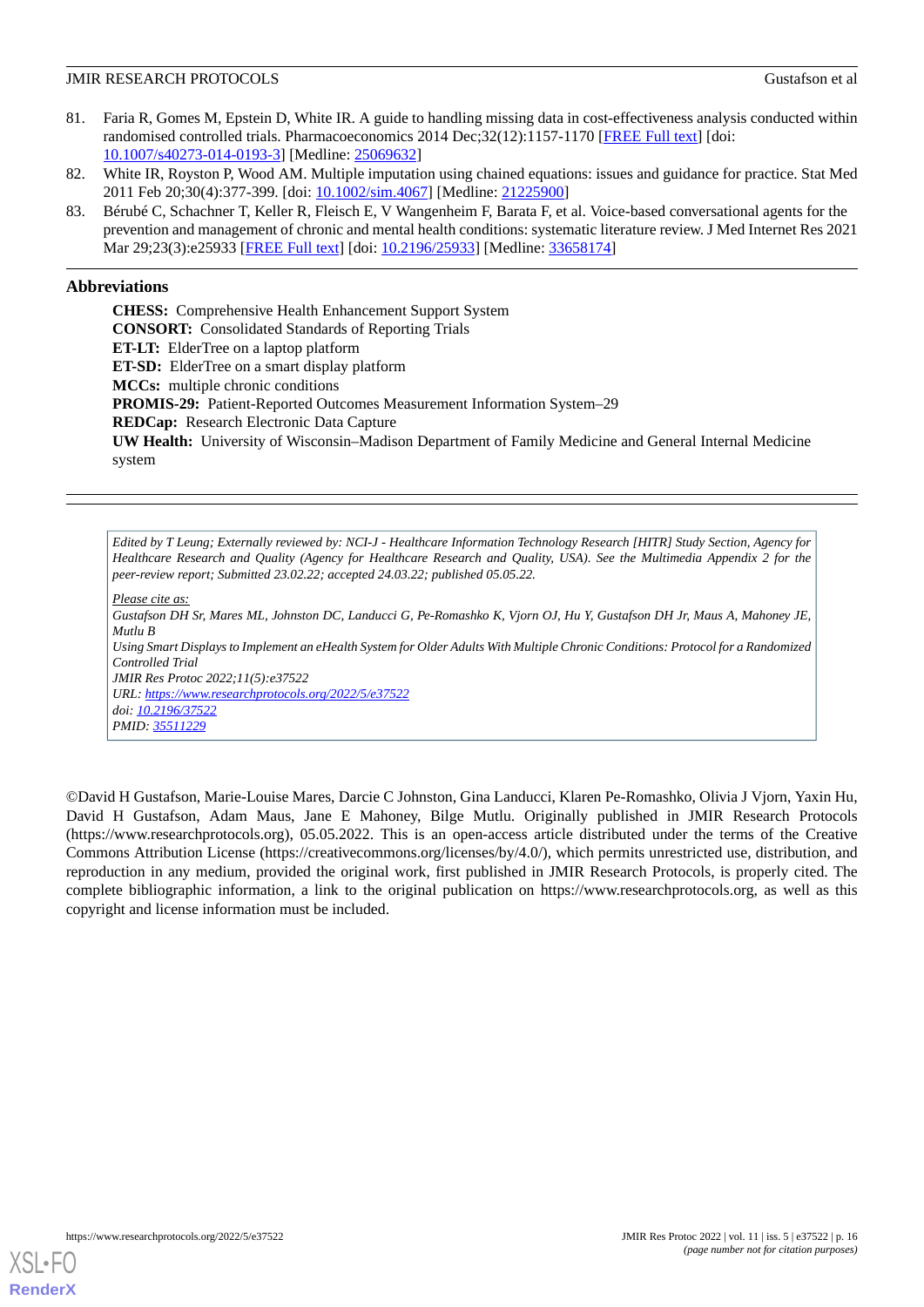81. Faria R, Gomes M, Epstein D, White IR. A guide to handling missing data in cost-effectiveness analysis conducted within randomised controlled trials. Pharmacoeconomics 2014 Dec;32(12):1157-1170 [FREE Full text] [doi: 10.1007/s40273-014-0193-3] [Medline: 25069632]
82. White IR, Royston P, Wood AM. Multiple imputation using chained equations: issues and guidance for practice. Stat Med 2011 Feb 20;30(4):377-399. [doi: 10.1002/sim.4067] [Medline: 21225900]
83. Bérubé C, Schachner T, Keller R, Fleisch E, V Wangenheim F, Barata F, et al. Voice-based conversational agents for the prevention and management of chronic and mental health conditions: systematic literature review. J Med Internet Res 2021 Mar 29;23(3):e25933 [FREE Full text] [doi: 10.2196/25933] [Medline: 33658174]

## Abbreviations

**CHESS:** Comprehensive Health Enhancement Support System
**CONSORT:** Consolidated Standards of Reporting Trials
**ET-LT:** ElderTree on a laptop platform
**ET-SD:** ElderTree on a smart display platform
**MCCs:** multiple chronic conditions
**PROMIS-29:** Patient-Reported Outcomes Measurement Information System–29
**REDCap:** Research Electronic Data Capture
**UW Health:** University of Wisconsin–Madison Department of Family Medicine and General Internal Medicine system

---

*Edited by T Leung; Externally reviewed by: NCI-J - Healthcare Information Technology Research [HITR] Study Section, Agency for Healthcare Research and Quality (Agency for Healthcare Research and Quality, USA). See the Multimedia Appendix 2 for the peer-review report; Submitted 23.02.22; accepted 24.03.22; published 05.05.22.*

*Please cite as:*
*Gustafson DH Sr, Mares ML, Johnston DC, Landucci G, Pe-Romashko K, Vjorn OJ, Hu Y, Gustafson DH Jr, Maus A, Mahoney JE, Mutlu B*
*Using Smart Displays to Implement an eHealth System for Older Adults With Multiple Chronic Conditions: Protocol for a Randomized Controlled Trial*
*JMIR Res Protoc 2022;11(5):e37522*
*URL: https://www.researchprotocols.org/2022/5/e37522*
*doi: 10.2196/37522*
*PMID: 35511229*

©David H Gustafson, Marie-Louise Mares, Darcie C Johnston, Gina Landucci, Klaren Pe-Romashko, Olivia J Vjorn, Yaxin Hu, David H Gustafson, Adam Maus, Jane E Mahoney, Bilge Mutlu. Originally published in JMIR Research Protocols (https://www.researchprotocols.org), 05.05.2022. This is an open-access article distributed under the terms of the Creative Commons Attribution License (https://creativecommons.org/licenses/by/4.0/), which permits unrestricted use, distribution, and reproduction in any medium, provided the original work, first published in JMIR Research Protocols, is properly cited. The complete bibliographic information, a link to the original publication on https://www.researchprotocols.org, as well as this copyright and license information must be included.